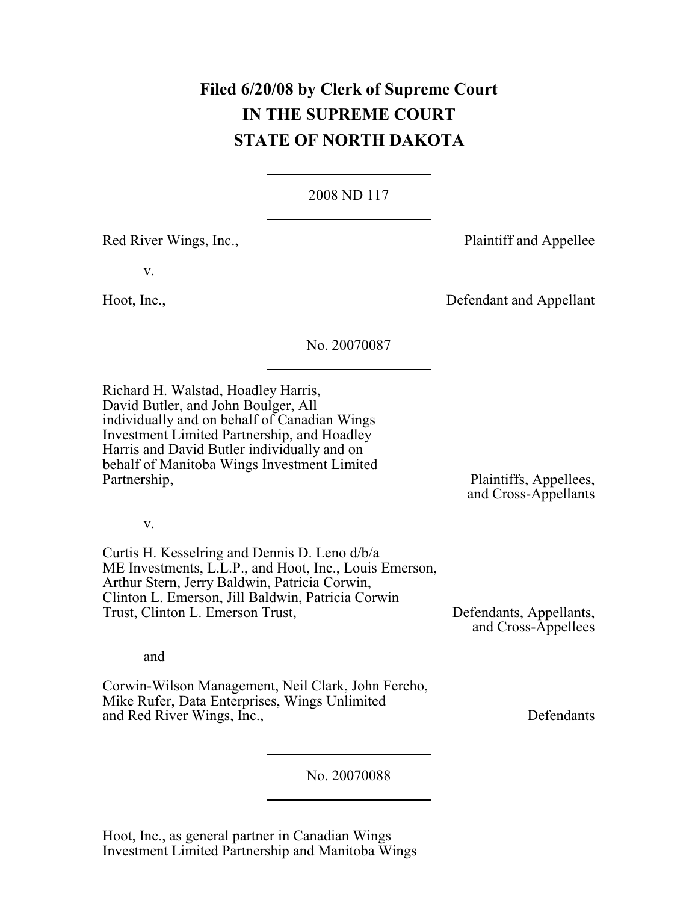**Filed 6/20/08 by Clerk of Supreme Court**
**IN THE SUPREME COURT**
**STATE OF NORTH DAKOTA**

---

2008 ND 117

---

Red River Wings, Inc., Plaintiff and Appellee

v.

Hoot, Inc., Defendant and Appellant

---

No. 20070087

---

Richard H. Walstad, Hoadley Harris, David Butler, and John Boulger, All individually and on behalf of Canadian Wings Investment Limited Partnership, and Hoadley Harris and David Butler individually and on behalf of Manitoba Wings Investment Limited Partnership, Plaintiffs, Appellees, and Cross-Appellants

v.

Curtis H. Kesselring and Dennis D. Leno d/b/a ME Investments, L.L.P., and Hoot, Inc., Louis Emerson, Arthur Stern, Jerry Baldwin, Patricia Corwin, Clinton L. Emerson, Jill Baldwin, Patricia Corwin Trust, Clinton L. Emerson Trust, Defendants, Appellants, and Cross-Appellees

and

Corwin-Wilson Management, Neil Clark, John Fercho, Mike Rufer, Data Enterprises, Wings Unlimited and Red River Wings, Inc., Defendants

---

No. 20070088

---

Hoot, Inc., as general partner in Canadian Wings Investment Limited Partnership and Manitoba Wings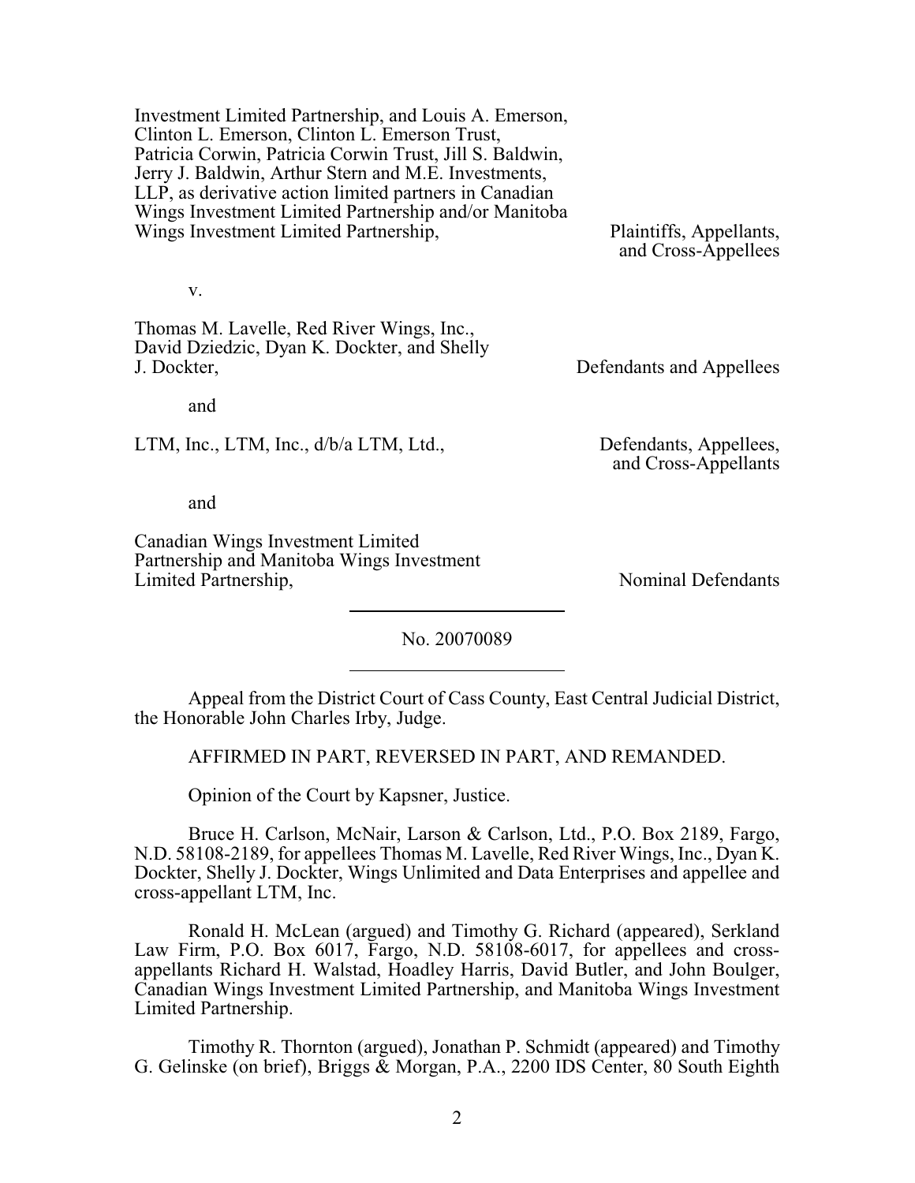Investment Limited Partnership, and Louis A. Emerson, Clinton L. Emerson, Clinton L. Emerson Trust, Patricia Corwin, Patricia Corwin Trust, Jill S. Baldwin, Jerry J. Baldwin, Arthur Stern and M.E. Investments, LLP, as derivative action limited partners in Canadian Wings Investment Limited Partnership and/or Manitoba Wings Investment Limited Partnership, Plaintiffs, Appellants, and Cross-Appellees

v.

Thomas M. Lavelle, Red River Wings, Inc., David Dziedzic, Dyan K. Dockter, and Shelly J. Dockter, Defendants and Appellees

and

LTM, Inc., LTM, Inc., d/b/a LTM, Ltd., Defendants, Appellees, and Cross-Appellants

and

Canadian Wings Investment Limited Partnership and Manitoba Wings Investment Limited Partnership, Nominal Defendants

No. 20070089

Appeal from the District Court of Cass County, East Central Judicial District, the Honorable John Charles Irby, Judge.

AFFIRMED IN PART, REVERSED IN PART, AND REMANDED.

Opinion of the Court by Kapsner, Justice.

Bruce H. Carlson, McNair, Larson & Carlson, Ltd., P.O. Box 2189, Fargo, N.D. 58108-2189, for appellees Thomas M. Lavelle, Red River Wings, Inc., Dyan K. Dockter, Shelly J. Dockter, Wings Unlimited and Data Enterprises and appellee and cross-appellant LTM, Inc.

Ronald H. McLean (argued) and Timothy G. Richard (appeared), Serkland Law Firm, P.O. Box 6017, Fargo, N.D. 58108-6017, for appellees and cross-appellants Richard H. Walstad, Hoadley Harris, David Butler, and John Boulger, Canadian Wings Investment Limited Partnership, and Manitoba Wings Investment Limited Partnership.

Timothy R. Thornton (argued), Jonathan P. Schmidt (appeared) and Timothy G. Gelinske (on brief), Briggs & Morgan, P.A., 2200 IDS Center, 80 South Eighth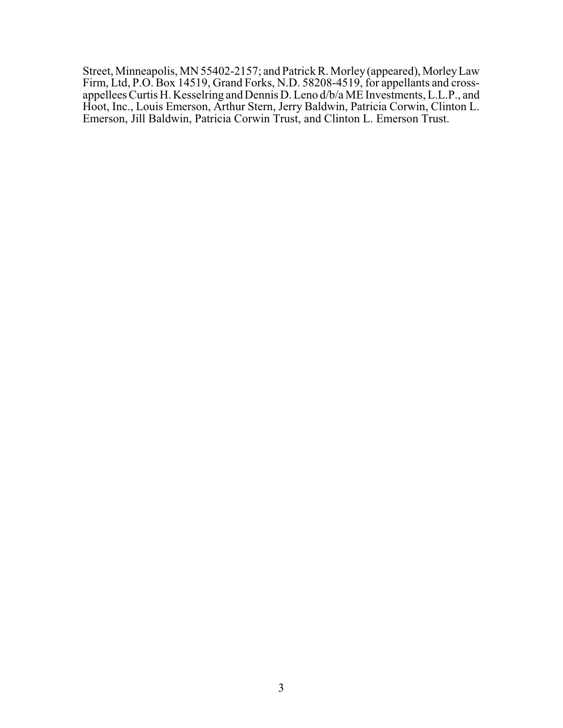Street, Minneapolis, MN 55402-2157; and Patrick R. Morley (appeared), Morley Law Firm, Ltd, P.O. Box 14519, Grand Forks, N.D. 58208-4519, for appellants and cross-appellees Curtis H. Kesselring and Dennis D. Leno d/b/a ME Investments, L.L.P., and Hoot, Inc., Louis Emerson, Arthur Stern, Jerry Baldwin, Patricia Corwin, Clinton L. Emerson, Jill Baldwin, Patricia Corwin Trust, and Clinton L. Emerson Trust.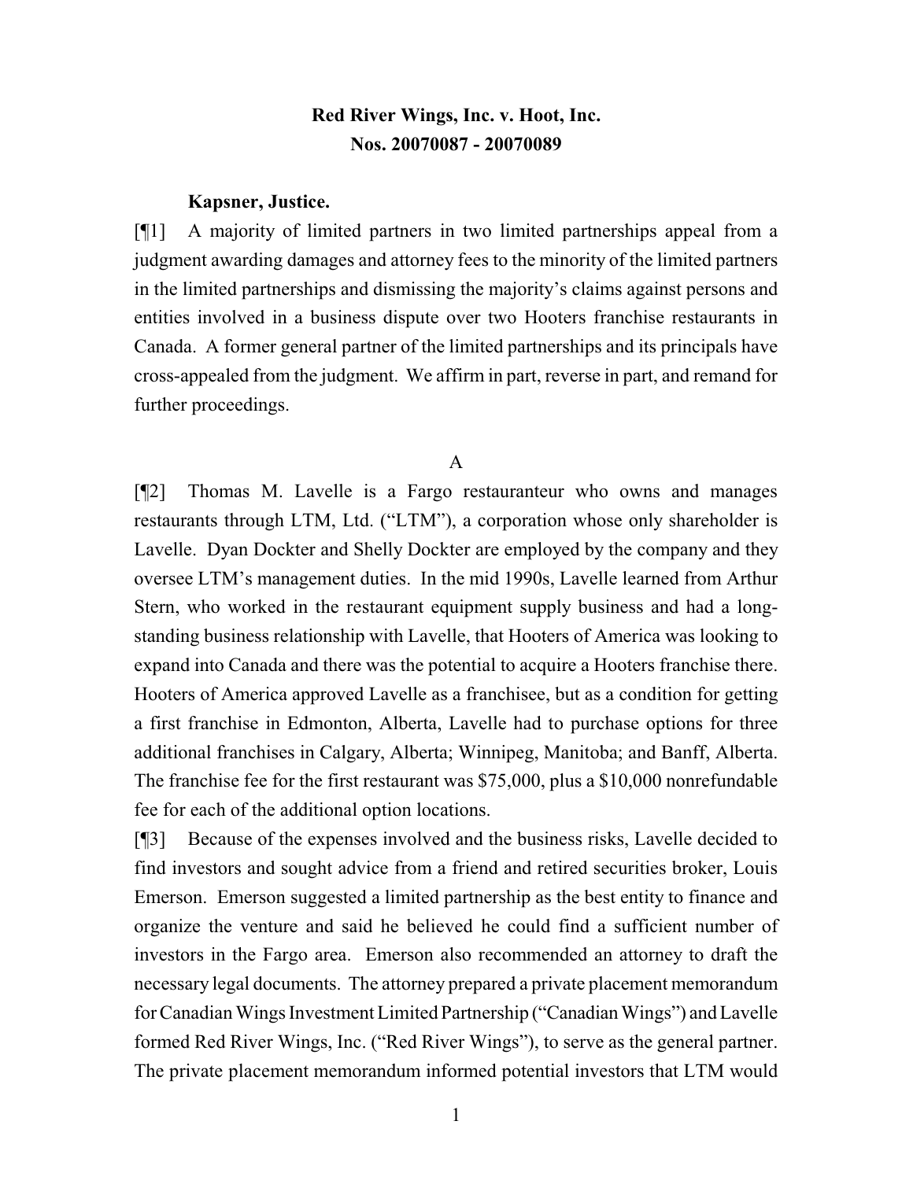**Red River Wings, Inc. v. Hoot, Inc.**
**Nos. 20070087 - 20070089**

**Kapsner, Justice.**

[¶1] A majority of limited partners in two limited partnerships appeal from a judgment awarding damages and attorney fees to the minority of the limited partners in the limited partnerships and dismissing the majority's claims against persons and entities involved in a business dispute over two Hooters franchise restaurants in Canada. A former general partner of the limited partnerships and its principals have cross-appealed from the judgment. We affirm in part, reverse in part, and remand for further proceedings.

A

[¶2] Thomas M. Lavelle is a Fargo restauranteur who owns and manages restaurants through LTM, Ltd. ("LTM"), a corporation whose only shareholder is Lavelle. Dyan Dockter and Shelly Dockter are employed by the company and they oversee LTM's management duties. In the mid 1990s, Lavelle learned from Arthur Stern, who worked in the restaurant equipment supply business and had a long-standing business relationship with Lavelle, that Hooters of America was looking to expand into Canada and there was the potential to acquire a Hooters franchise there. Hooters of America approved Lavelle as a franchisee, but as a condition for getting a first franchise in Edmonton, Alberta, Lavelle had to purchase options for three additional franchises in Calgary, Alberta; Winnipeg, Manitoba; and Banff, Alberta. The franchise fee for the first restaurant was $75,000, plus a $10,000 nonrefundable fee for each of the additional option locations.

[¶3] Because of the expenses involved and the business risks, Lavelle decided to find investors and sought advice from a friend and retired securities broker, Louis Emerson. Emerson suggested a limited partnership as the best entity to finance and organize the venture and said he believed he could find a sufficient number of investors in the Fargo area. Emerson also recommended an attorney to draft the necessary legal documents. The attorney prepared a private placement memorandum for Canadian Wings Investment Limited Partnership ("Canadian Wings") and Lavelle formed Red River Wings, Inc. ("Red River Wings"), to serve as the general partner. The private placement memorandum informed potential investors that LTM would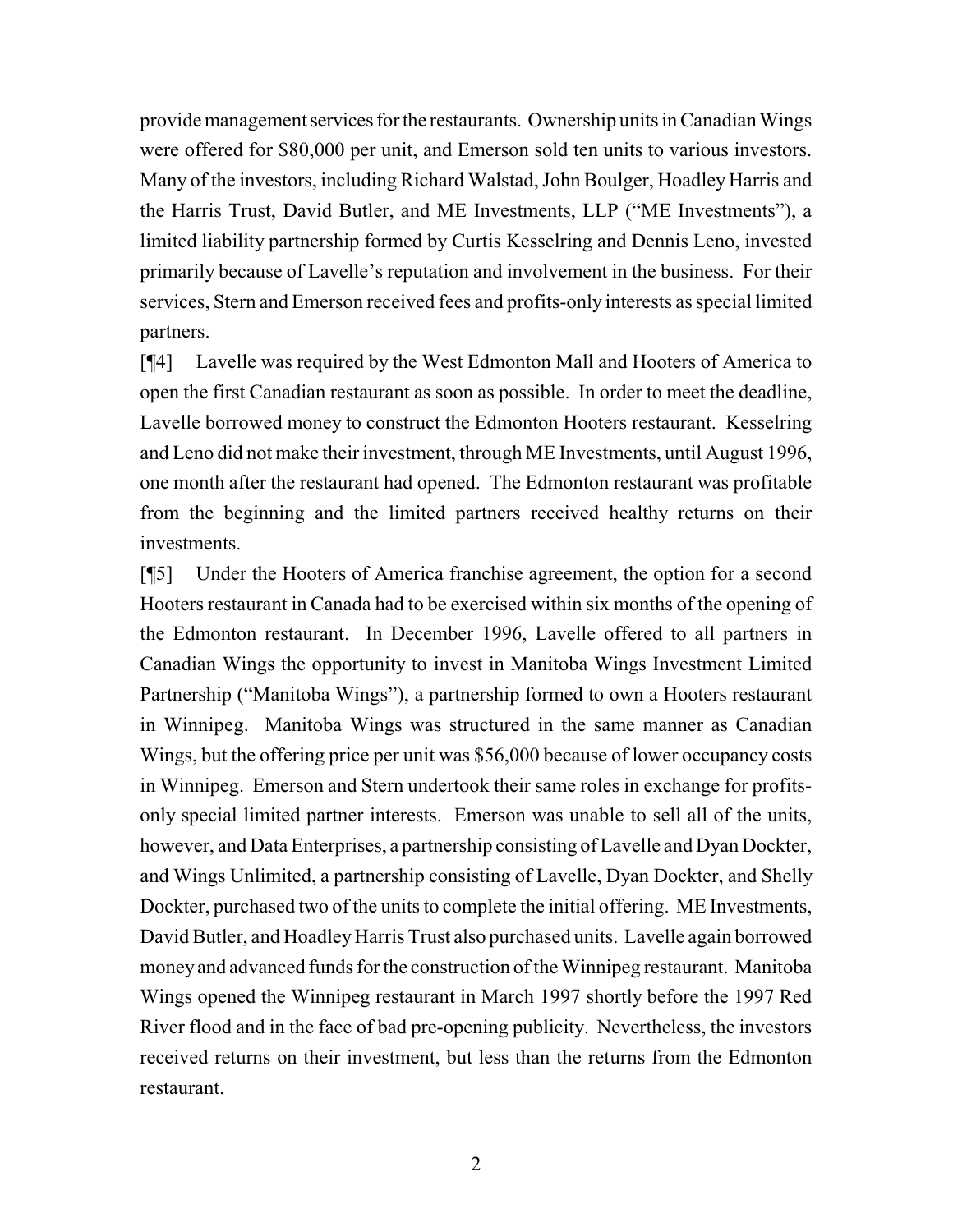provide management services for the restaurants. Ownership units in Canadian Wings were offered for $80,000 per unit, and Emerson sold ten units to various investors. Many of the investors, including Richard Walstad, John Boulger, Hoadley Harris and the Harris Trust, David Butler, and ME Investments, LLP ("ME Investments"), a limited liability partnership formed by Curtis Kesselring and Dennis Leno, invested primarily because of Lavelle's reputation and involvement in the business. For their services, Stern and Emerson received fees and profits-only interests as special limited partners.

[¶4] Lavelle was required by the West Edmonton Mall and Hooters of America to open the first Canadian restaurant as soon as possible. In order to meet the deadline, Lavelle borrowed money to construct the Edmonton Hooters restaurant. Kesselring and Leno did not make their investment, through ME Investments, until August 1996, one month after the restaurant had opened. The Edmonton restaurant was profitable from the beginning and the limited partners received healthy returns on their investments.

[¶5] Under the Hooters of America franchise agreement, the option for a second Hooters restaurant in Canada had to be exercised within six months of the opening of the Edmonton restaurant. In December 1996, Lavelle offered to all partners in Canadian Wings the opportunity to invest in Manitoba Wings Investment Limited Partnership ("Manitoba Wings"), a partnership formed to own a Hooters restaurant in Winnipeg. Manitoba Wings was structured in the same manner as Canadian Wings, but the offering price per unit was $56,000 because of lower occupancy costs in Winnipeg. Emerson and Stern undertook their same roles in exchange for profits-only special limited partner interests. Emerson was unable to sell all of the units, however, and Data Enterprises, a partnership consisting of Lavelle and Dyan Dockter, and Wings Unlimited, a partnership consisting of Lavelle, Dyan Dockter, and Shelly Dockter, purchased two of the units to complete the initial offering. ME Investments, David Butler, and Hoadley Harris Trust also purchased units. Lavelle again borrowed money and advanced funds for the construction of the Winnipeg restaurant. Manitoba Wings opened the Winnipeg restaurant in March 1997 shortly before the 1997 Red River flood and in the face of bad pre-opening publicity. Nevertheless, the investors received returns on their investment, but less than the returns from the Edmonton restaurant.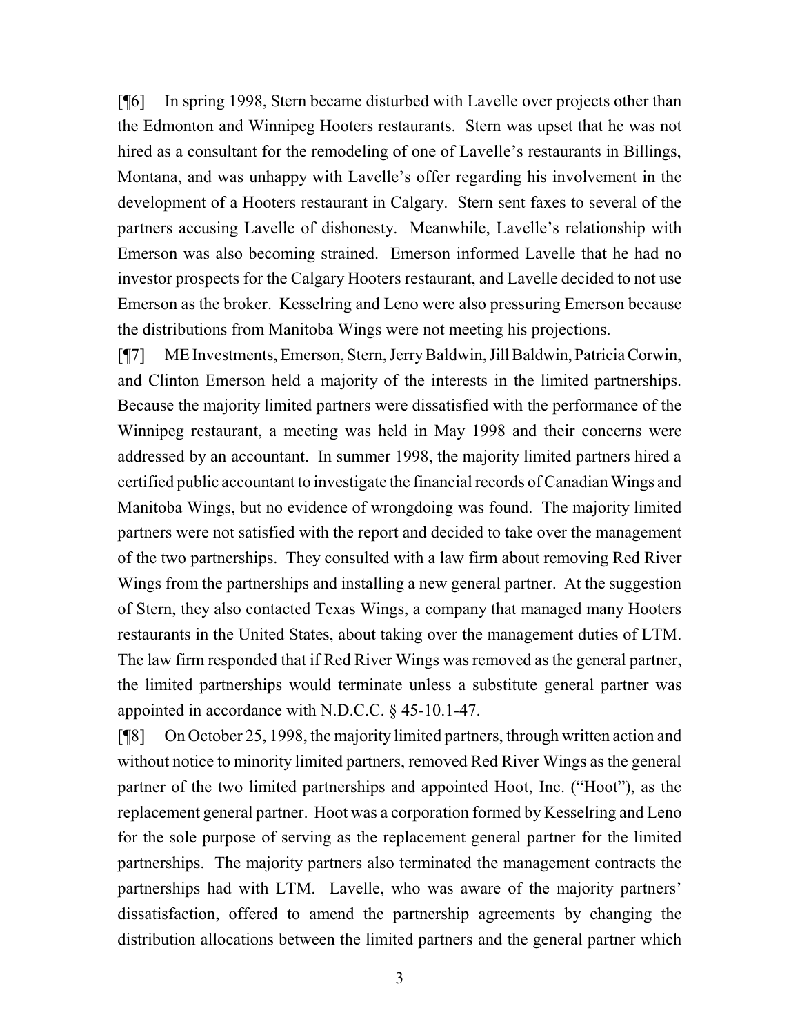[¶6] In spring 1998, Stern became disturbed with Lavelle over projects other than the Edmonton and Winnipeg Hooters restaurants. Stern was upset that he was not hired as a consultant for the remodeling of one of Lavelle's restaurants in Billings, Montana, and was unhappy with Lavelle's offer regarding his involvement in the development of a Hooters restaurant in Calgary. Stern sent faxes to several of the partners accusing Lavelle of dishonesty. Meanwhile, Lavelle's relationship with Emerson was also becoming strained. Emerson informed Lavelle that he had no investor prospects for the Calgary Hooters restaurant, and Lavelle decided to not use Emerson as the broker. Kesselring and Leno were also pressuring Emerson because the distributions from Manitoba Wings were not meeting his projections.

[¶7] ME Investments, Emerson, Stern, Jerry Baldwin, Jill Baldwin, Patricia Corwin, and Clinton Emerson held a majority of the interests in the limited partnerships. Because the majority limited partners were dissatisfied with the performance of the Winnipeg restaurant, a meeting was held in May 1998 and their concerns were addressed by an accountant. In summer 1998, the majority limited partners hired a certified public accountant to investigate the financial records of Canadian Wings and Manitoba Wings, but no evidence of wrongdoing was found. The majority limited partners were not satisfied with the report and decided to take over the management of the two partnerships. They consulted with a law firm about removing Red River Wings from the partnerships and installing a new general partner. At the suggestion of Stern, they also contacted Texas Wings, a company that managed many Hooters restaurants in the United States, about taking over the management duties of LTM. The law firm responded that if Red River Wings was removed as the general partner, the limited partnerships would terminate unless a substitute general partner was appointed in accordance with N.D.C.C. § 45-10.1-47.

[¶8] On October 25, 1998, the majority limited partners, through written action and without notice to minority limited partners, removed Red River Wings as the general partner of the two limited partnerships and appointed Hoot, Inc. ("Hoot"), as the replacement general partner. Hoot was a corporation formed by Kesselring and Leno for the sole purpose of serving as the replacement general partner for the limited partnerships. The majority partners also terminated the management contracts the partnerships had with LTM. Lavelle, who was aware of the majority partners' dissatisfaction, offered to amend the partnership agreements by changing the distribution allocations between the limited partners and the general partner which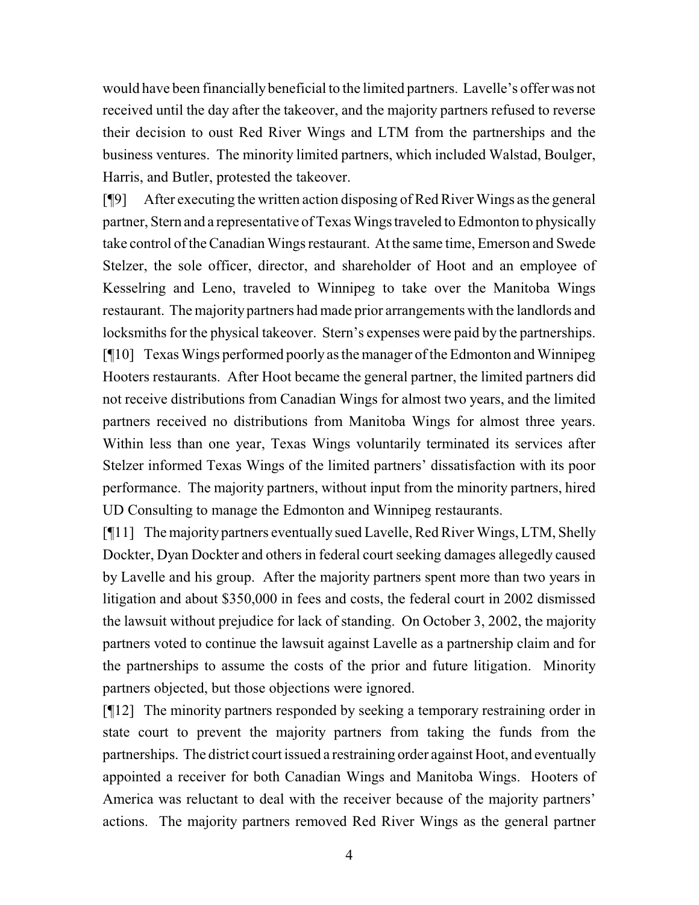would have been financially beneficial to the limited partners. Lavelle's offer was not received until the day after the takeover, and the majority partners refused to reverse their decision to oust Red River Wings and LTM from the partnerships and the business ventures. The minority limited partners, which included Walstad, Boulger, Harris, and Butler, protested the takeover.

[¶9] After executing the written action disposing of Red River Wings as the general partner, Stern and a representative of Texas Wings traveled to Edmonton to physically take control of the Canadian Wings restaurant. At the same time, Emerson and Swede Stelzer, the sole officer, director, and shareholder of Hoot and an employee of Kesselring and Leno, traveled to Winnipeg to take over the Manitoba Wings restaurant. The majority partners had made prior arrangements with the landlords and locksmiths for the physical takeover. Stern's expenses were paid by the partnerships.

[¶10] Texas Wings performed poorly as the manager of the Edmonton and Winnipeg Hooters restaurants. After Hoot became the general partner, the limited partners did not receive distributions from Canadian Wings for almost two years, and the limited partners received no distributions from Manitoba Wings for almost three years. Within less than one year, Texas Wings voluntarily terminated its services after Stelzer informed Texas Wings of the limited partners' dissatisfaction with its poor performance. The majority partners, without input from the minority partners, hired UD Consulting to manage the Edmonton and Winnipeg restaurants.

[¶11] The majority partners eventually sued Lavelle, Red River Wings, LTM, Shelly Dockter, Dyan Dockter and others in federal court seeking damages allegedly caused by Lavelle and his group. After the majority partners spent more than two years in litigation and about $350,000 in fees and costs, the federal court in 2002 dismissed the lawsuit without prejudice for lack of standing. On October 3, 2002, the majority partners voted to continue the lawsuit against Lavelle as a partnership claim and for the partnerships to assume the costs of the prior and future litigation. Minority partners objected, but those objections were ignored.

[¶12] The minority partners responded by seeking a temporary restraining order in state court to prevent the majority partners from taking the funds from the partnerships. The district court issued a restraining order against Hoot, and eventually appointed a receiver for both Canadian Wings and Manitoba Wings. Hooters of America was reluctant to deal with the receiver because of the majority partners' actions. The majority partners removed Red River Wings as the general partner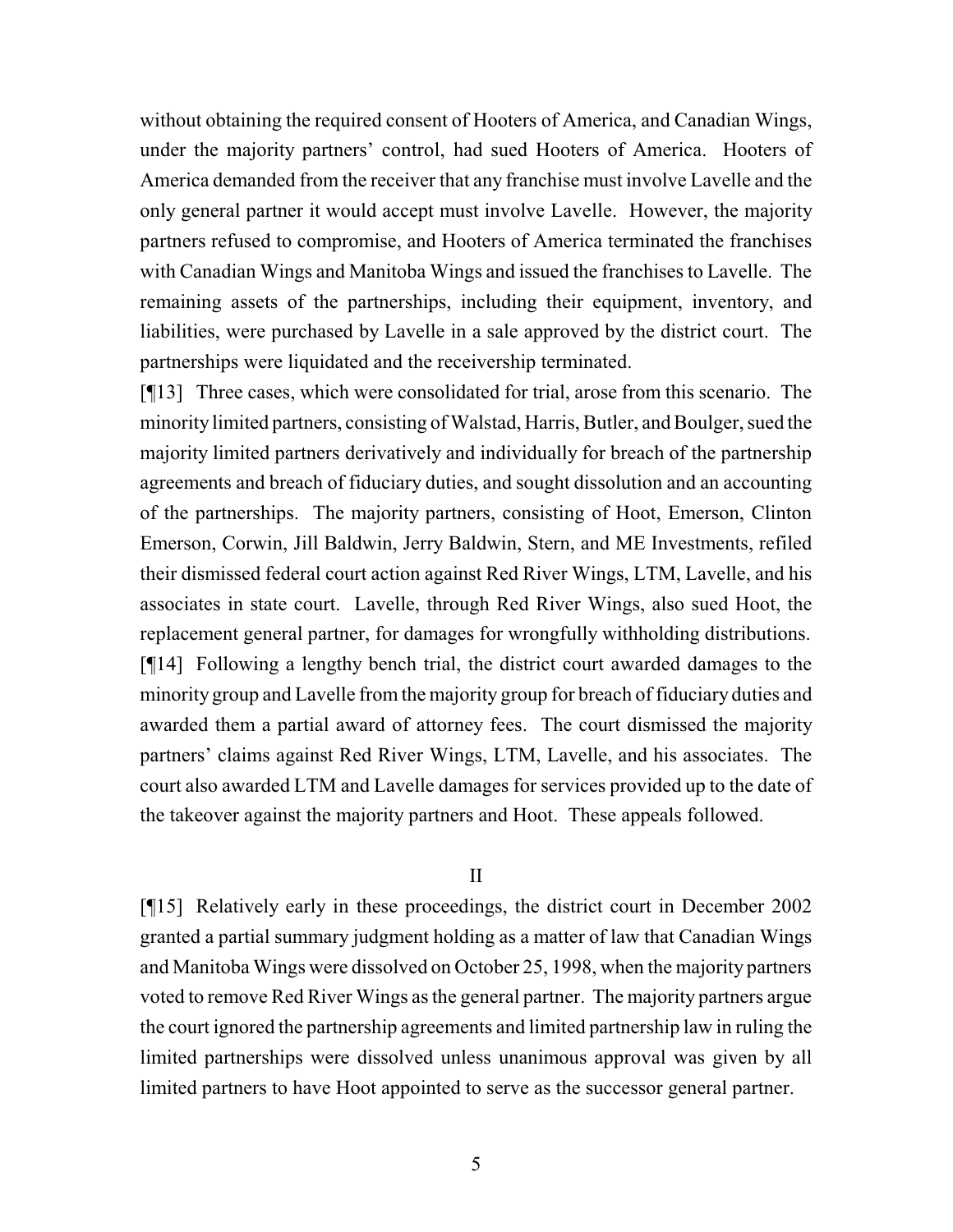without obtaining the required consent of Hooters of America, and Canadian Wings, under the majority partners' control, had sued Hooters of America. Hooters of America demanded from the receiver that any franchise must involve Lavelle and the only general partner it would accept must involve Lavelle. However, the majority partners refused to compromise, and Hooters of America terminated the franchises with Canadian Wings and Manitoba Wings and issued the franchises to Lavelle. The remaining assets of the partnerships, including their equipment, inventory, and liabilities, were purchased by Lavelle in a sale approved by the district court. The partnerships were liquidated and the receivership terminated.

[¶13] Three cases, which were consolidated for trial, arose from this scenario. The minority limited partners, consisting of Walstad, Harris, Butler, and Boulger, sued the majority limited partners derivatively and individually for breach of the partnership agreements and breach of fiduciary duties, and sought dissolution and an accounting of the partnerships. The majority partners, consisting of Hoot, Emerson, Clinton Emerson, Corwin, Jill Baldwin, Jerry Baldwin, Stern, and ME Investments, refiled their dismissed federal court action against Red River Wings, LTM, Lavelle, and his associates in state court. Lavelle, through Red River Wings, also sued Hoot, the replacement general partner, for damages for wrongfully withholding distributions.

[¶14] Following a lengthy bench trial, the district court awarded damages to the minority group and Lavelle from the majority group for breach of fiduciary duties and awarded them a partial award of attorney fees. The court dismissed the majority partners' claims against Red River Wings, LTM, Lavelle, and his associates. The court also awarded LTM and Lavelle damages for services provided up to the date of the takeover against the majority partners and Hoot. These appeals followed.

## II

[¶15] Relatively early in these proceedings, the district court in December 2002 granted a partial summary judgment holding as a matter of law that Canadian Wings and Manitoba Wings were dissolved on October 25, 1998, when the majority partners voted to remove Red River Wings as the general partner. The majority partners argue the court ignored the partnership agreements and limited partnership law in ruling the limited partnerships were dissolved unless unanimous approval was given by all limited partners to have Hoot appointed to serve as the successor general partner.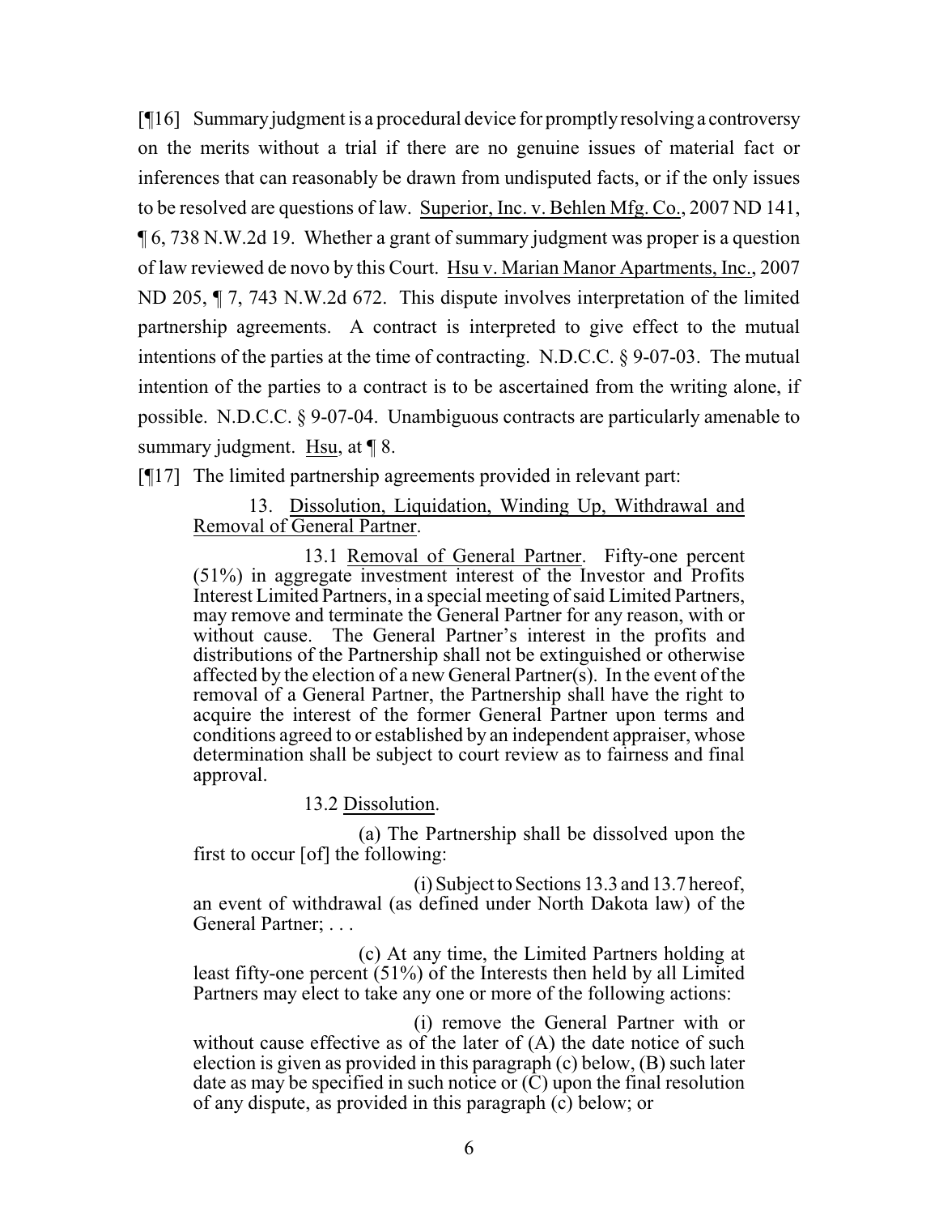[¶16] Summary judgment is a procedural device for promptly resolving a controversy on the merits without a trial if there are no genuine issues of material fact or inferences that can reasonably be drawn from undisputed facts, or if the only issues to be resolved are questions of law. Superior, Inc. v. Behlen Mfg. Co., 2007 ND 141, ¶ 6, 738 N.W.2d 19. Whether a grant of summary judgment was proper is a question of law reviewed de novo by this Court. Hsu v. Marian Manor Apartments, Inc., 2007 ND 205, ¶ 7, 743 N.W.2d 672. This dispute involves interpretation of the limited partnership agreements. A contract is interpreted to give effect to the mutual intentions of the parties at the time of contracting. N.D.C.C. § 9-07-03. The mutual intention of the parties to a contract is to be ascertained from the writing alone, if possible. N.D.C.C. § 9-07-04. Unambiguous contracts are particularly amenable to summary judgment. Hsu, at ¶ 8.

[¶17] The limited partnership agreements provided in relevant part:

> 13. Dissolution, Liquidation, Winding Up, Withdrawal and Removal of General Partner.
>
> 13.1 Removal of General Partner. Fifty-one percent (51%) in aggregate investment interest of the Investor and Profits Interest Limited Partners, in a special meeting of said Limited Partners, may remove and terminate the General Partner for any reason, with or without cause. The General Partner's interest in the profits and distributions of the Partnership shall not be extinguished or otherwise affected by the election of a new General Partner(s). In the event of the removal of a General Partner, the Partnership shall have the right to acquire the interest of the former General Partner upon terms and conditions agreed to or established by an independent appraiser, whose determination shall be subject to court review as to fairness and final approval.
>
> 13.2 Dissolution.
>
> (a) The Partnership shall be dissolved upon the first to occur [of] the following:
>
> (i) Subject to Sections 13.3 and 13.7 hereof, an event of withdrawal (as defined under North Dakota law) of the General Partner; . . .
>
> (c) At any time, the Limited Partners holding at least fifty-one percent (51%) of the Interests then held by all Limited Partners may elect to take any one or more of the following actions:
>
> (i) remove the General Partner with or without cause effective as of the later of (A) the date notice of such election is given as provided in this paragraph (c) below, (B) such later date as may be specified in such notice or (C) upon the final resolution of any dispute, as provided in this paragraph (c) below; or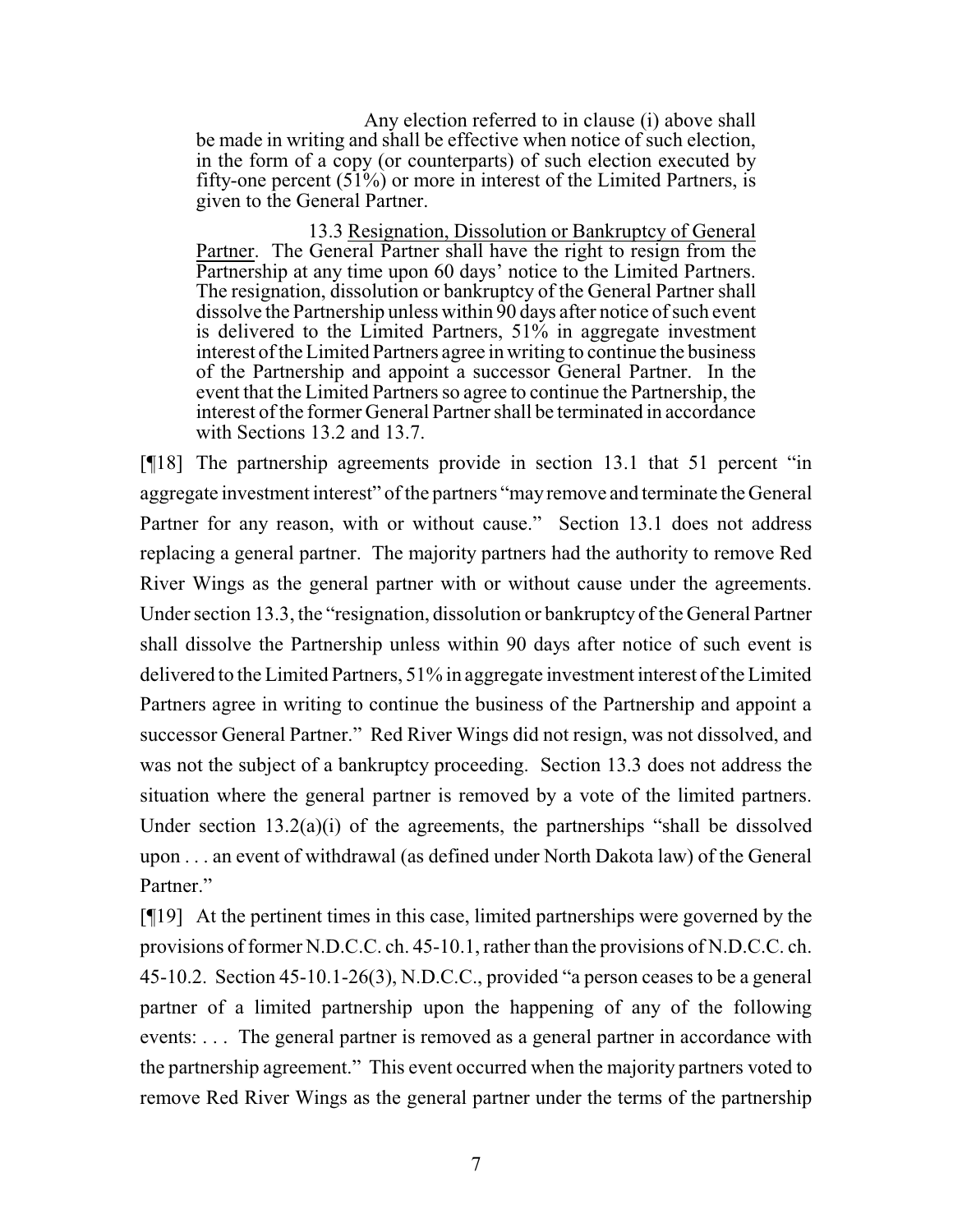> Any election referred to in clause (i) above shall be made in writing and shall be effective when notice of such election, in the form of a copy (or counterparts) of such election executed by fifty-one percent (51%) or more in interest of the Limited Partners, is given to the General Partner.
>
> 13.3 Resignation, Dissolution or Bankruptcy of General Partner. The General Partner shall have the right to resign from the Partnership at any time upon 60 days' notice to the Limited Partners. The resignation, dissolution or bankruptcy of the General Partner shall dissolve the Partnership unless within 90 days after notice of such event is delivered to the Limited Partners, 51% in aggregate investment interest of the Limited Partners agree in writing to continue the business of the Partnership and appoint a successor General Partner. In the event that the Limited Partners so agree to continue the Partnership, the interest of the former General Partner shall be terminated in accordance with Sections 13.2 and 13.7.

[¶18] The partnership agreements provide in section 13.1 that 51 percent "in aggregate investment interest" of the partners "may remove and terminate the General Partner for any reason, with or without cause." Section 13.1 does not address replacing a general partner. The majority partners had the authority to remove Red River Wings as the general partner with or without cause under the agreements. Under section 13.3, the "resignation, dissolution or bankruptcy of the General Partner shall dissolve the Partnership unless within 90 days after notice of such event is delivered to the Limited Partners, 51% in aggregate investment interest of the Limited Partners agree in writing to continue the business of the Partnership and appoint a successor General Partner." Red River Wings did not resign, was not dissolved, and was not the subject of a bankruptcy proceeding. Section 13.3 does not address the situation where the general partner is removed by a vote of the limited partners. Under section 13.2(a)(i) of the agreements, the partnerships "shall be dissolved upon . . . an event of withdrawal (as defined under North Dakota law) of the General Partner."

[¶19] At the pertinent times in this case, limited partnerships were governed by the provisions of former N.D.C.C. ch. 45-10.1, rather than the provisions of N.D.C.C. ch. 45-10.2. Section 45-10.1-26(3), N.D.C.C., provided "a person ceases to be a general partner of a limited partnership upon the happening of any of the following events: . . . The general partner is removed as a general partner in accordance with the partnership agreement." This event occurred when the majority partners voted to remove Red River Wings as the general partner under the terms of the partnership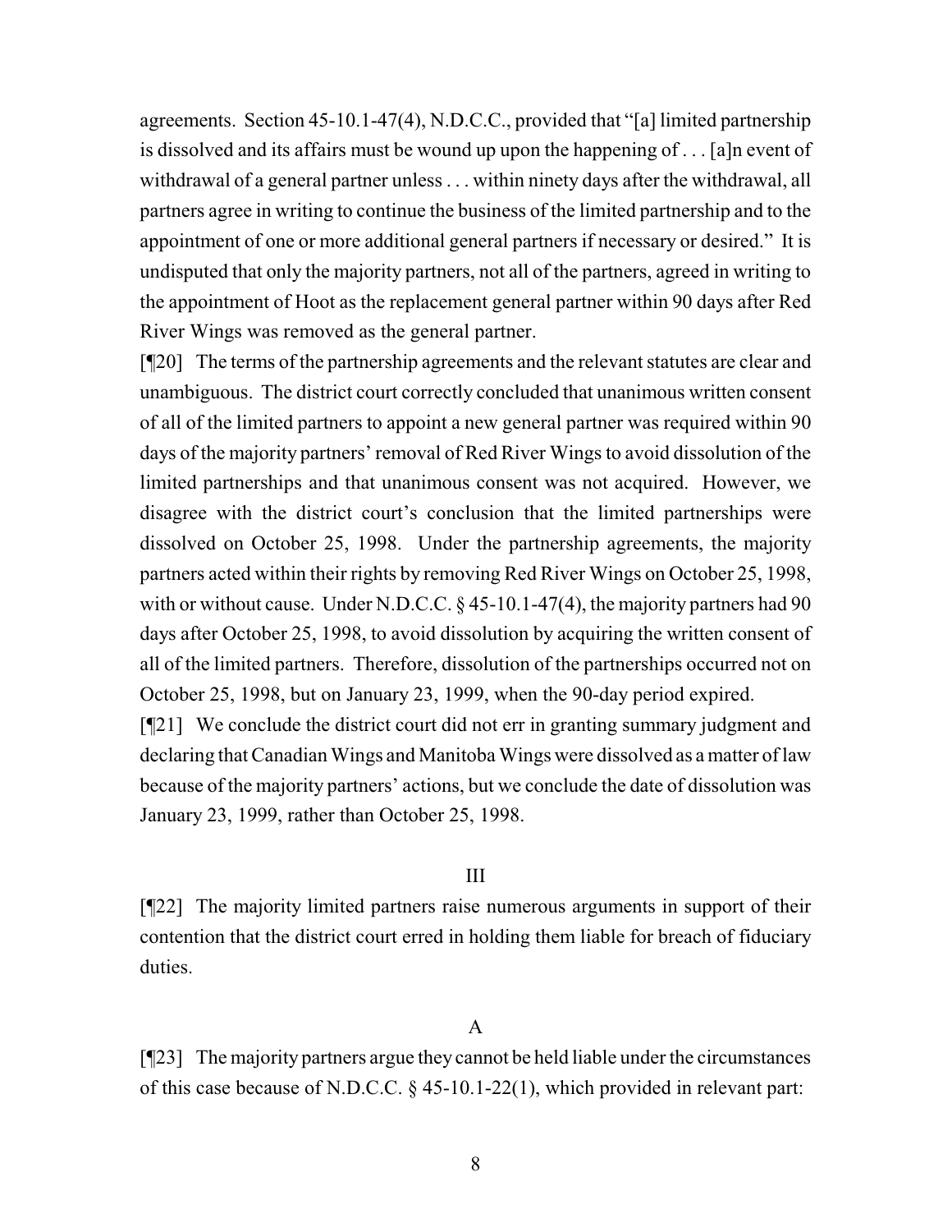agreements. Section 45-10.1-47(4), N.D.C.C., provided that "[a] limited partnership is dissolved and its affairs must be wound up upon the happening of . . . [a]n event of withdrawal of a general partner unless . . . within ninety days after the withdrawal, all partners agree in writing to continue the business of the limited partnership and to the appointment of one or more additional general partners if necessary or desired." It is undisputed that only the majority partners, not all of the partners, agreed in writing to the appointment of Hoot as the replacement general partner within 90 days after Red River Wings was removed as the general partner.

[¶20] The terms of the partnership agreements and the relevant statutes are clear and unambiguous. The district court correctly concluded that unanimous written consent of all of the limited partners to appoint a new general partner was required within 90 days of the majority partners' removal of Red River Wings to avoid dissolution of the limited partnerships and that unanimous consent was not acquired. However, we disagree with the district court's conclusion that the limited partnerships were dissolved on October 25, 1998. Under the partnership agreements, the majority partners acted within their rights by removing Red River Wings on October 25, 1998, with or without cause. Under N.D.C.C. § 45-10.1-47(4), the majority partners had 90 days after October 25, 1998, to avoid dissolution by acquiring the written consent of all of the limited partners. Therefore, dissolution of the partnerships occurred not on October 25, 1998, but on January 23, 1999, when the 90-day period expired.

[¶21] We conclude the district court did not err in granting summary judgment and declaring that Canadian Wings and Manitoba Wings were dissolved as a matter of law because of the majority partners' actions, but we conclude the date of dissolution was January 23, 1999, rather than October 25, 1998.

## III

[¶22] The majority limited partners raise numerous arguments in support of their contention that the district court erred in holding them liable for breach of fiduciary duties.

### A

[¶23] The majority partners argue they cannot be held liable under the circumstances of this case because of N.D.C.C. § 45-10.1-22(1), which provided in relevant part: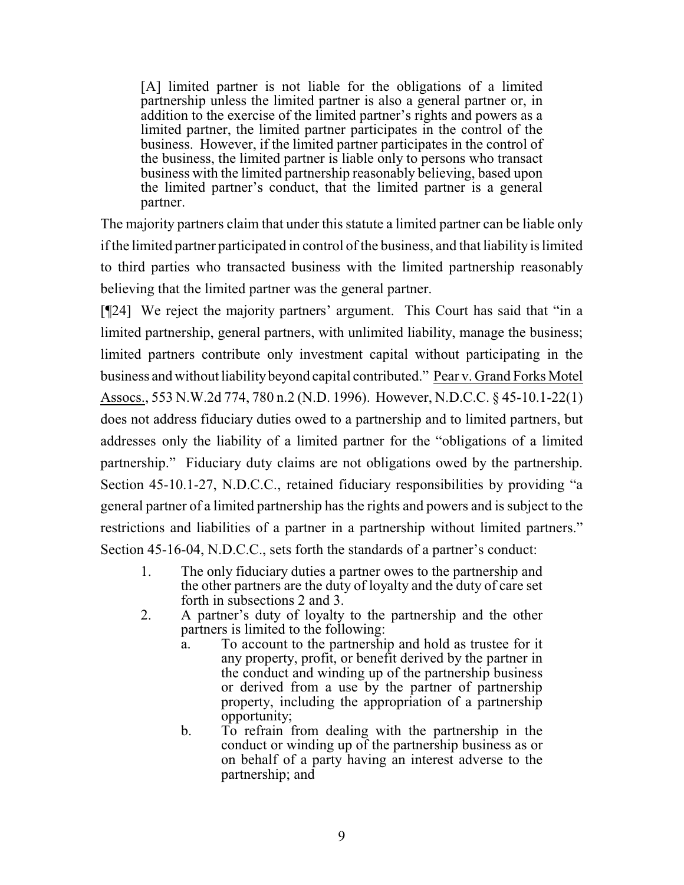> [A] limited partner is not liable for the obligations of a limited partnership unless the limited partner is also a general partner or, in addition to the exercise of the limited partner's rights and powers as a limited partner, the limited partner participates in the control of the business. However, if the limited partner participates in the control of the business, the limited partner is liable only to persons who transact business with the limited partnership reasonably believing, based upon the limited partner's conduct, that the limited partner is a general partner.

The majority partners claim that under this statute a limited partner can be liable only if the limited partner participated in control of the business, and that liability is limited to third parties who transacted business with the limited partnership reasonably believing that the limited partner was the general partner.

[¶24] We reject the majority partners' argument. This Court has said that "in a limited partnership, general partners, with unlimited liability, manage the business; limited partners contribute only investment capital without participating in the business and without liability beyond capital contributed." Pear v. Grand Forks Motel Assocs., 553 N.W.2d 774, 780 n.2 (N.D. 1996). However, N.D.C.C. § 45-10.1-22(1) does not address fiduciary duties owed to a partnership and to limited partners, but addresses only the liability of a limited partner for the "obligations of a limited partnership." Fiduciary duty claims are not obligations owed by the partnership. Section 45-10.1-27, N.D.C.C., retained fiduciary responsibilities by providing "a general partner of a limited partnership has the rights and powers and is subject to the restrictions and liabilities of a partner in a partnership without limited partners." Section 45-16-04, N.D.C.C., sets forth the standards of a partner's conduct:

> 1. The only fiduciary duties a partner owes to the partnership and the other partners are the duty of loyalty and the duty of care set forth in subsections 2 and 3.
> 2. A partner's duty of loyalty to the partnership and the other partners is limited to the following:
>    a. To account to the partnership and hold as trustee for it any property, profit, or benefit derived by the partner in the conduct and winding up of the partnership business or derived from a use by the partner of partnership property, including the appropriation of a partnership opportunity;
>    b. To refrain from dealing with the partnership in the conduct or winding up of the partnership business as or on behalf of a party having an interest adverse to the partnership; and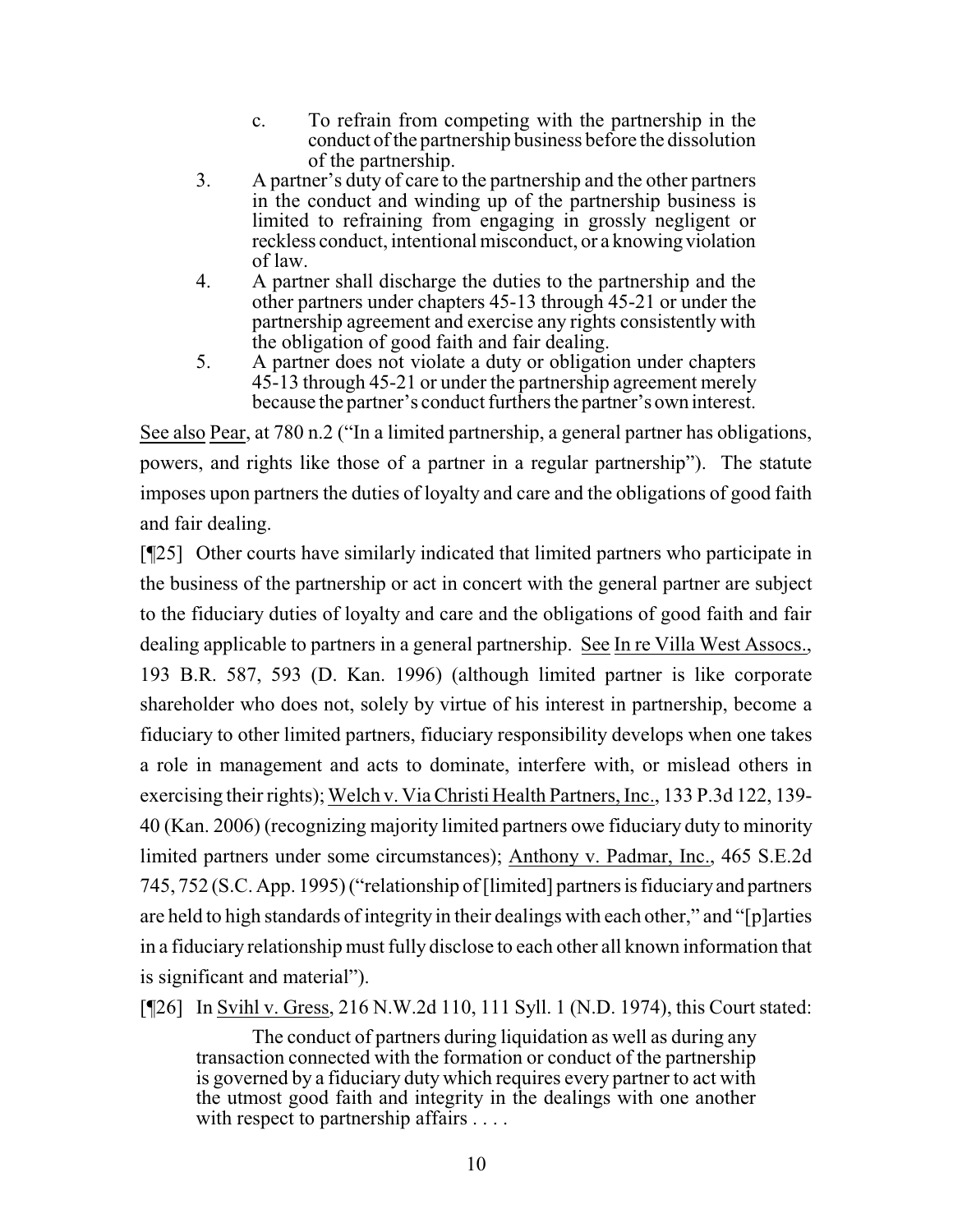c. To refrain from competing with the partnership in the conduct of the partnership business before the dissolution of the partnership.

3. A partner's duty of care to the partnership and the other partners in the conduct and winding up of the partnership business is limited to refraining from engaging in grossly negligent or reckless conduct, intentional misconduct, or a knowing violation of law.

4. A partner shall discharge the duties to the partnership and the other partners under chapters 45-13 through 45-21 or under the partnership agreement and exercise any rights consistently with the obligation of good faith and fair dealing.

5. A partner does not violate a duty or obligation under chapters 45-13 through 45-21 or under the partnership agreement merely because the partner's conduct furthers the partner's own interest.

See also Pear, at 780 n.2 ("In a limited partnership, a general partner has obligations, powers, and rights like those of a partner in a regular partnership"). The statute imposes upon partners the duties of loyalty and care and the obligations of good faith and fair dealing.

[¶25] Other courts have similarly indicated that limited partners who participate in the business of the partnership or act in concert with the general partner are subject to the fiduciary duties of loyalty and care and the obligations of good faith and fair dealing applicable to partners in a general partnership. See In re Villa West Assocs., 193 B.R. 587, 593 (D. Kan. 1996) (although limited partner is like corporate shareholder who does not, solely by virtue of his interest in partnership, become a fiduciary to other limited partners, fiduciary responsibility develops when one takes a role in management and acts to dominate, interfere with, or mislead others in exercising their rights); Welch v. Via Christi Health Partners, Inc., 133 P.3d 122, 139-40 (Kan. 2006) (recognizing majority limited partners owe fiduciary duty to minority limited partners under some circumstances); Anthony v. Padmar, Inc., 465 S.E.2d 745, 752 (S.C. App. 1995) ("relationship of [limited] partners is fiduciary and partners are held to high standards of integrity in their dealings with each other," and "[p]arties in a fiduciary relationship must fully disclose to each other all known information that is significant and material").

[¶26] In Svihl v. Gress, 216 N.W.2d 110, 111 Syll. 1 (N.D. 1974), this Court stated:

> The conduct of partners during liquidation as well as during any transaction connected with the formation or conduct of the partnership is governed by a fiduciary duty which requires every partner to act with the utmost good faith and integrity in the dealings with one another with respect to partnership affairs . . . .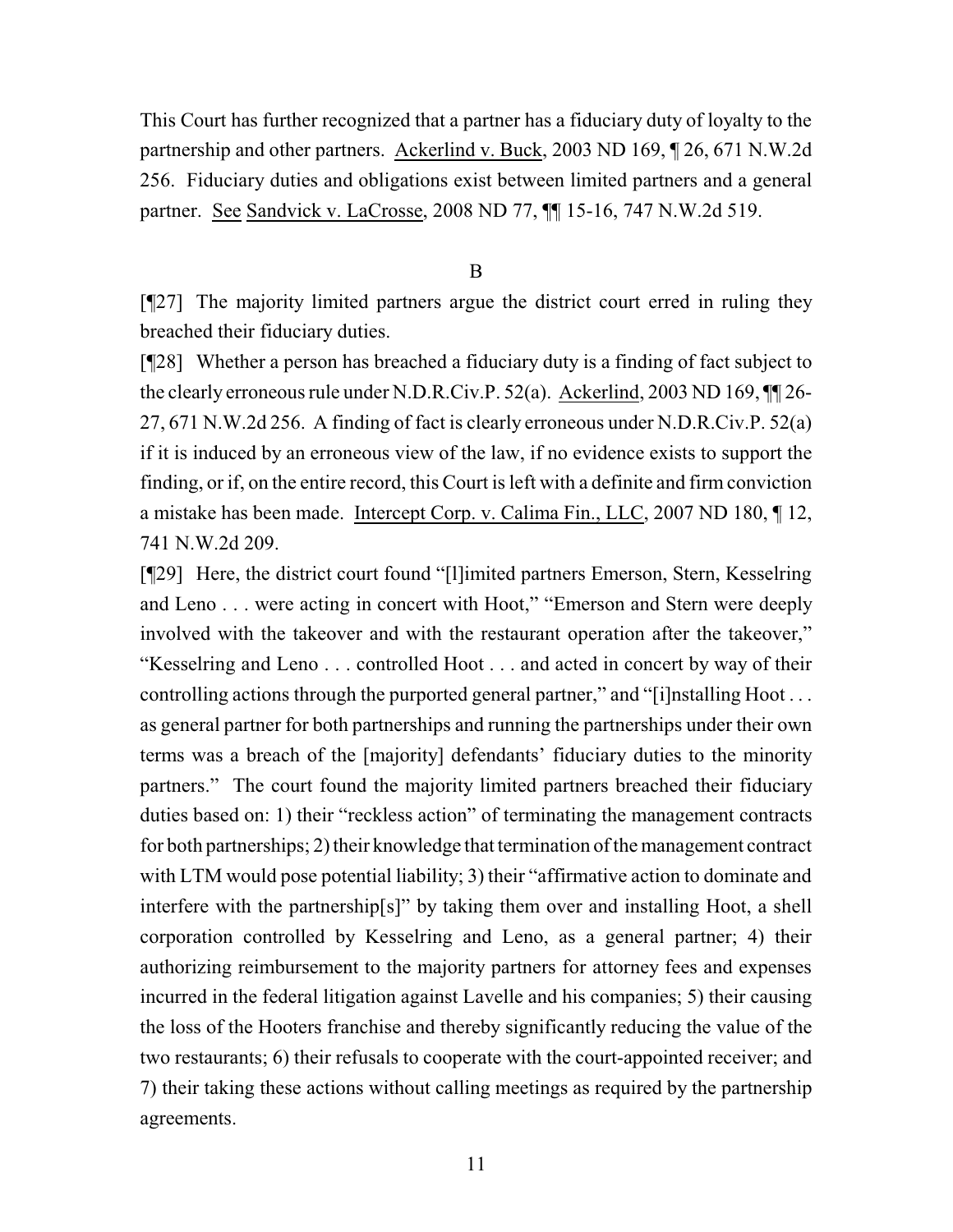This Court has further recognized that a partner has a fiduciary duty of loyalty to the partnership and other partners. Ackerlind v. Buck, 2003 ND 169, ¶ 26, 671 N.W.2d 256. Fiduciary duties and obligations exist between limited partners and a general partner. See Sandvick v. LaCrosse, 2008 ND 77, ¶¶ 15-16, 747 N.W.2d 519.

B

[¶27] The majority limited partners argue the district court erred in ruling they breached their fiduciary duties.

[¶28] Whether a person has breached a fiduciary duty is a finding of fact subject to the clearly erroneous rule under N.D.R.Civ.P. 52(a). Ackerlind, 2003 ND 169, ¶¶ 26-27, 671 N.W.2d 256. A finding of fact is clearly erroneous under N.D.R.Civ.P. 52(a) if it is induced by an erroneous view of the law, if no evidence exists to support the finding, or if, on the entire record, this Court is left with a definite and firm conviction a mistake has been made. Intercept Corp. v. Calima Fin., LLC, 2007 ND 180, ¶ 12, 741 N.W.2d 209.

[¶29] Here, the district court found "[l]imited partners Emerson, Stern, Kesselring and Leno . . . were acting in concert with Hoot," "Emerson and Stern were deeply involved with the takeover and with the restaurant operation after the takeover," "Kesselring and Leno . . . controlled Hoot . . . and acted in concert by way of their controlling actions through the purported general partner," and "[i]nstalling Hoot . . . as general partner for both partnerships and running the partnerships under their own terms was a breach of the [majority] defendants' fiduciary duties to the minority partners." The court found the majority limited partners breached their fiduciary duties based on: 1) their "reckless action" of terminating the management contracts for both partnerships; 2) their knowledge that termination of the management contract with LTM would pose potential liability; 3) their "affirmative action to dominate and interfere with the partnership[s]" by taking them over and installing Hoot, a shell corporation controlled by Kesselring and Leno, as a general partner; 4) their authorizing reimbursement to the majority partners for attorney fees and expenses incurred in the federal litigation against Lavelle and his companies; 5) their causing the loss of the Hooters franchise and thereby significantly reducing the value of the two restaurants; 6) their refusals to cooperate with the court-appointed receiver; and 7) their taking these actions without calling meetings as required by the partnership agreements.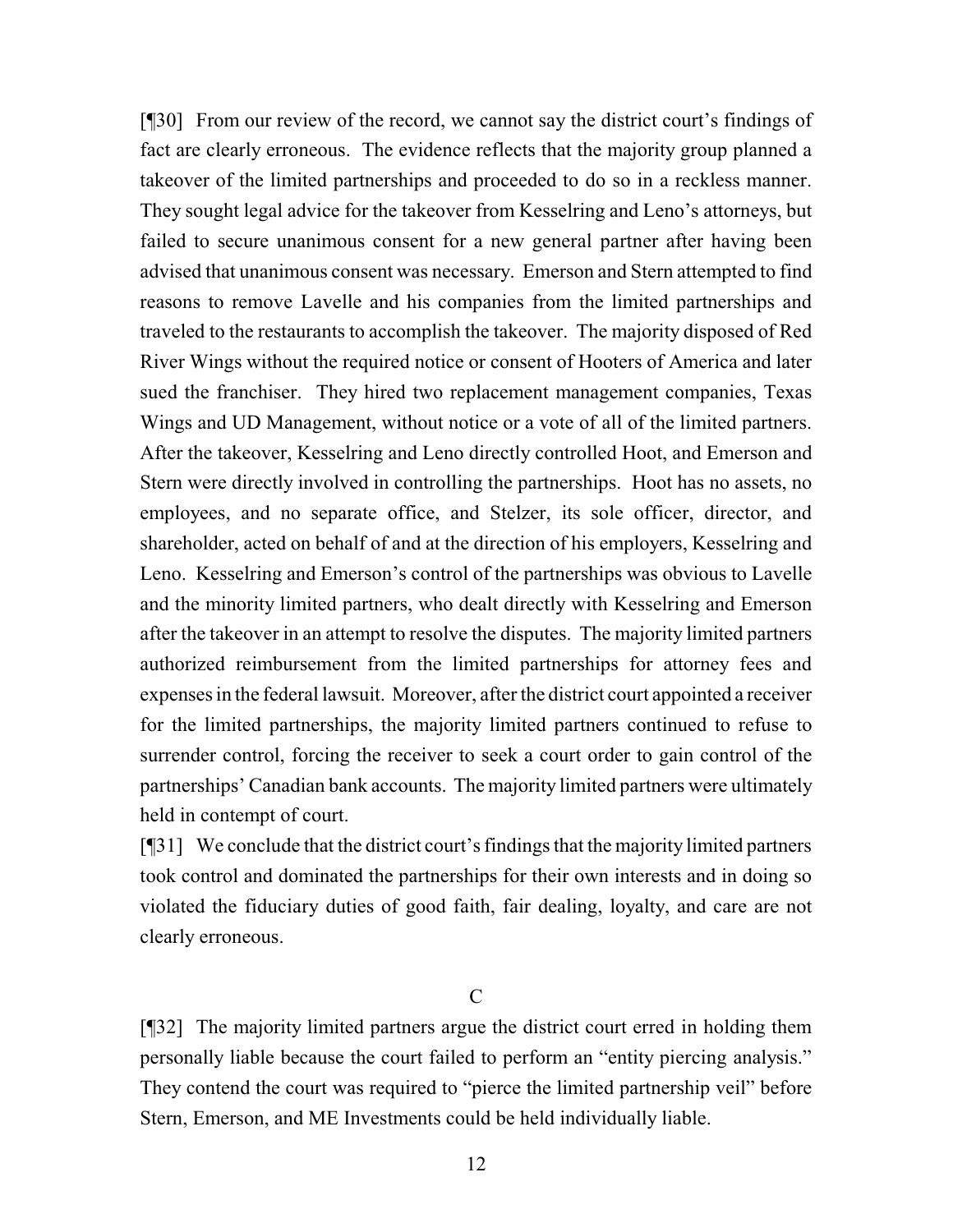[¶30] From our review of the record, we cannot say the district court's findings of fact are clearly erroneous. The evidence reflects that the majority group planned a takeover of the limited partnerships and proceeded to do so in a reckless manner. They sought legal advice for the takeover from Kesselring and Leno's attorneys, but failed to secure unanimous consent for a new general partner after having been advised that unanimous consent was necessary. Emerson and Stern attempted to find reasons to remove Lavelle and his companies from the limited partnerships and traveled to the restaurants to accomplish the takeover. The majority disposed of Red River Wings without the required notice or consent of Hooters of America and later sued the franchiser. They hired two replacement management companies, Texas Wings and UD Management, without notice or a vote of all of the limited partners. After the takeover, Kesselring and Leno directly controlled Hoot, and Emerson and Stern were directly involved in controlling the partnerships. Hoot has no assets, no employees, and no separate office, and Stelzer, its sole officer, director, and shareholder, acted on behalf of and at the direction of his employers, Kesselring and Leno. Kesselring and Emerson's control of the partnerships was obvious to Lavelle and the minority limited partners, who dealt directly with Kesselring and Emerson after the takeover in an attempt to resolve the disputes. The majority limited partners authorized reimbursement from the limited partnerships for attorney fees and expenses in the federal lawsuit. Moreover, after the district court appointed a receiver for the limited partnerships, the majority limited partners continued to refuse to surrender control, forcing the receiver to seek a court order to gain control of the partnerships' Canadian bank accounts. The majority limited partners were ultimately held in contempt of court.

[¶31] We conclude that the district court's findings that the majority limited partners took control and dominated the partnerships for their own interests and in doing so violated the fiduciary duties of good faith, fair dealing, loyalty, and care are not clearly erroneous.

### C

[¶32] The majority limited partners argue the district court erred in holding them personally liable because the court failed to perform an "entity piercing analysis." They contend the court was required to "pierce the limited partnership veil" before Stern, Emerson, and ME Investments could be held individually liable.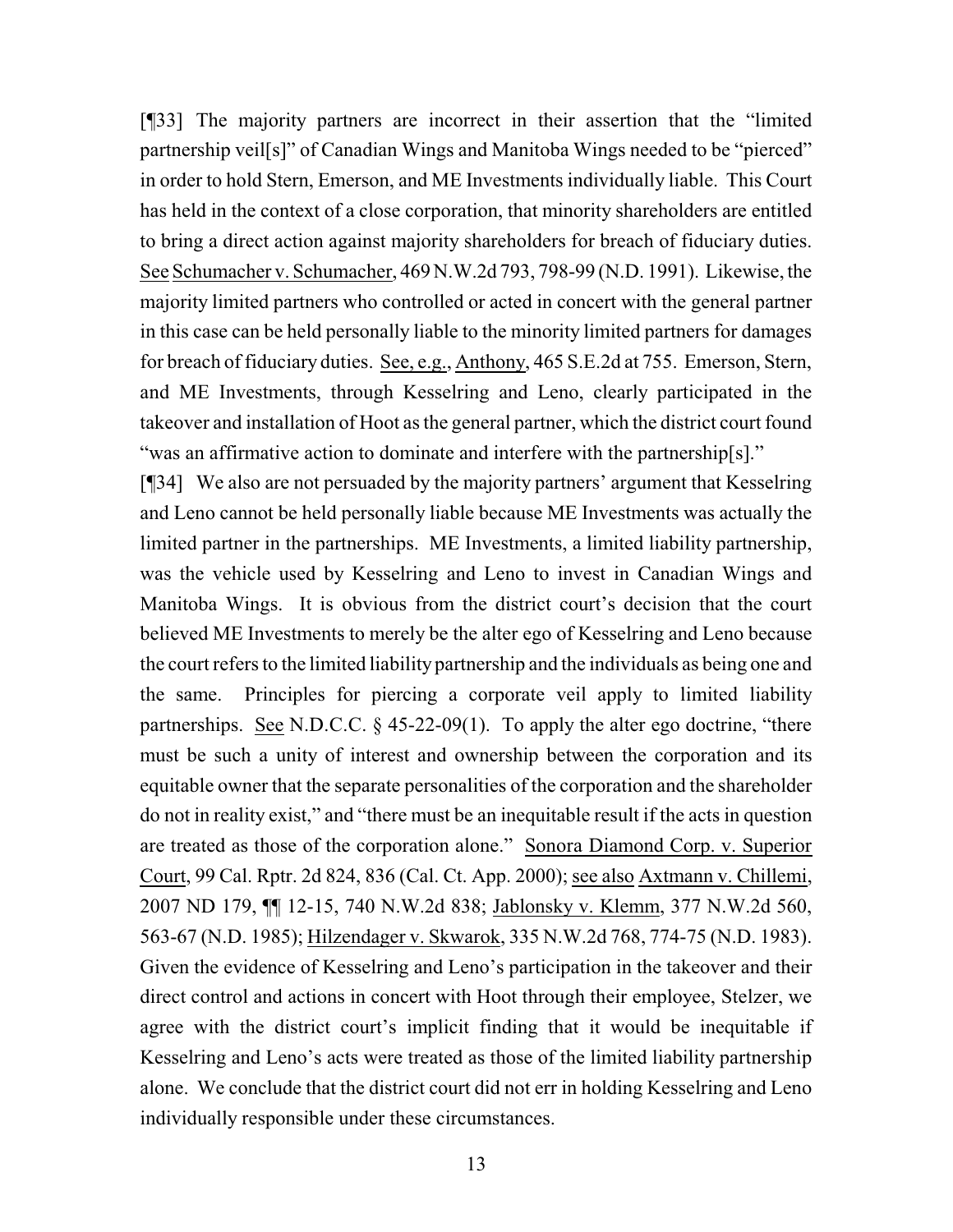[¶33] The majority partners are incorrect in their assertion that the "limited partnership veil[s]" of Canadian Wings and Manitoba Wings needed to be "pierced" in order to hold Stern, Emerson, and ME Investments individually liable. This Court has held in the context of a close corporation, that minority shareholders are entitled to bring a direct action against majority shareholders for breach of fiduciary duties. See Schumacher v. Schumacher, 469 N.W.2d 793, 798-99 (N.D. 1991). Likewise, the majority limited partners who controlled or acted in concert with the general partner in this case can be held personally liable to the minority limited partners for damages for breach of fiduciary duties. See, e.g., Anthony, 465 S.E.2d at 755. Emerson, Stern, and ME Investments, through Kesselring and Leno, clearly participated in the takeover and installation of Hoot as the general partner, which the district court found "was an affirmative action to dominate and interfere with the partnership[s]."

[¶34] We also are not persuaded by the majority partners' argument that Kesselring and Leno cannot be held personally liable because ME Investments was actually the limited partner in the partnerships. ME Investments, a limited liability partnership, was the vehicle used by Kesselring and Leno to invest in Canadian Wings and Manitoba Wings. It is obvious from the district court's decision that the court believed ME Investments to merely be the alter ego of Kesselring and Leno because the court refers to the limited liability partnership and the individuals as being one and the same. Principles for piercing a corporate veil apply to limited liability partnerships. See N.D.C.C. § 45-22-09(1). To apply the alter ego doctrine, "there must be such a unity of interest and ownership between the corporation and its equitable owner that the separate personalities of the corporation and the shareholder do not in reality exist," and "there must be an inequitable result if the acts in question are treated as those of the corporation alone." Sonora Diamond Corp. v. Superior Court, 99 Cal. Rptr. 2d 824, 836 (Cal. Ct. App. 2000); see also Axtmann v. Chillemi, 2007 ND 179, ¶¶ 12-15, 740 N.W.2d 838; Jablonsky v. Klemm, 377 N.W.2d 560, 563-67 (N.D. 1985); Hilzendager v. Skwarok, 335 N.W.2d 768, 774-75 (N.D. 1983). Given the evidence of Kesselring and Leno's participation in the takeover and their direct control and actions in concert with Hoot through their employee, Stelzer, we agree with the district court's implicit finding that it would be inequitable if Kesselring and Leno's acts were treated as those of the limited liability partnership alone. We conclude that the district court did not err in holding Kesselring and Leno individually responsible under these circumstances.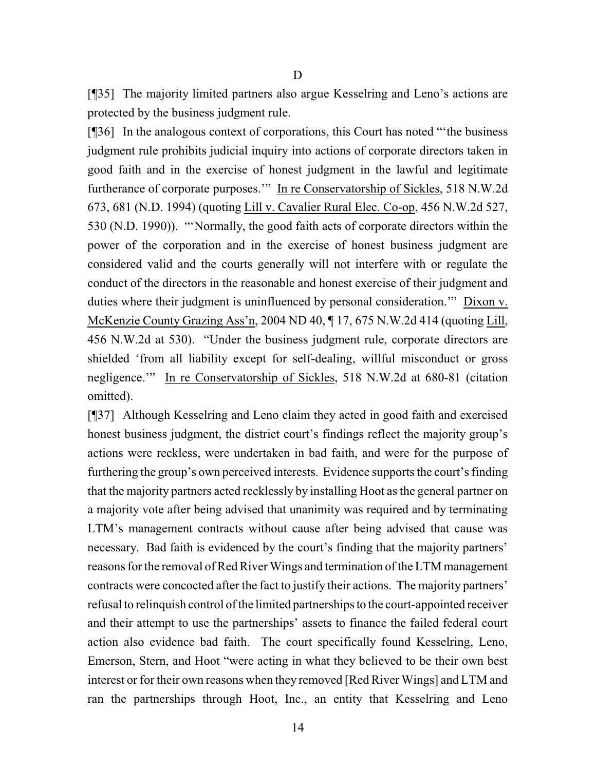D

[¶35] The majority limited partners also argue Kesselring and Leno's actions are protected by the business judgment rule.

[¶36] In the analogous context of corporations, this Court has noted "'the business judgment rule prohibits judicial inquiry into actions of corporate directors taken in good faith and in the exercise of honest judgment in the lawful and legitimate furtherance of corporate purposes.'" In re Conservatorship of Sickles, 518 N.W.2d 673, 681 (N.D. 1994) (quoting Lill v. Cavalier Rural Elec. Co-op, 456 N.W.2d 527, 530 (N.D. 1990)). "'Normally, the good faith acts of corporate directors within the power of the corporation and in the exercise of honest business judgment are considered valid and the courts generally will not interfere with or regulate the conduct of the directors in the reasonable and honest exercise of their judgment and duties where their judgment is uninfluenced by personal consideration.'" Dixon v. McKenzie County Grazing Ass'n, 2004 ND 40, ¶ 17, 675 N.W.2d 414 (quoting Lill, 456 N.W.2d at 530). "Under the business judgment rule, corporate directors are shielded 'from all liability except for self-dealing, willful misconduct or gross negligence.'" In re Conservatorship of Sickles, 518 N.W.2d at 680-81 (citation omitted).

[¶37] Although Kesselring and Leno claim they acted in good faith and exercised honest business judgment, the district court's findings reflect the majority group's actions were reckless, were undertaken in bad faith, and were for the purpose of furthering the group's own perceived interests. Evidence supports the court's finding that the majority partners acted recklessly by installing Hoot as the general partner on a majority vote after being advised that unanimity was required and by terminating LTM's management contracts without cause after being advised that cause was necessary. Bad faith is evidenced by the court's finding that the majority partners' reasons for the removal of Red River Wings and termination of the LTM management contracts were concocted after the fact to justify their actions. The majority partners' refusal to relinquish control of the limited partnerships to the court-appointed receiver and their attempt to use the partnerships' assets to finance the failed federal court action also evidence bad faith. The court specifically found Kesselring, Leno, Emerson, Stern, and Hoot "were acting in what they believed to be their own best interest or for their own reasons when they removed [Red River Wings] and LTM and ran the partnerships through Hoot, Inc., an entity that Kesselring and Leno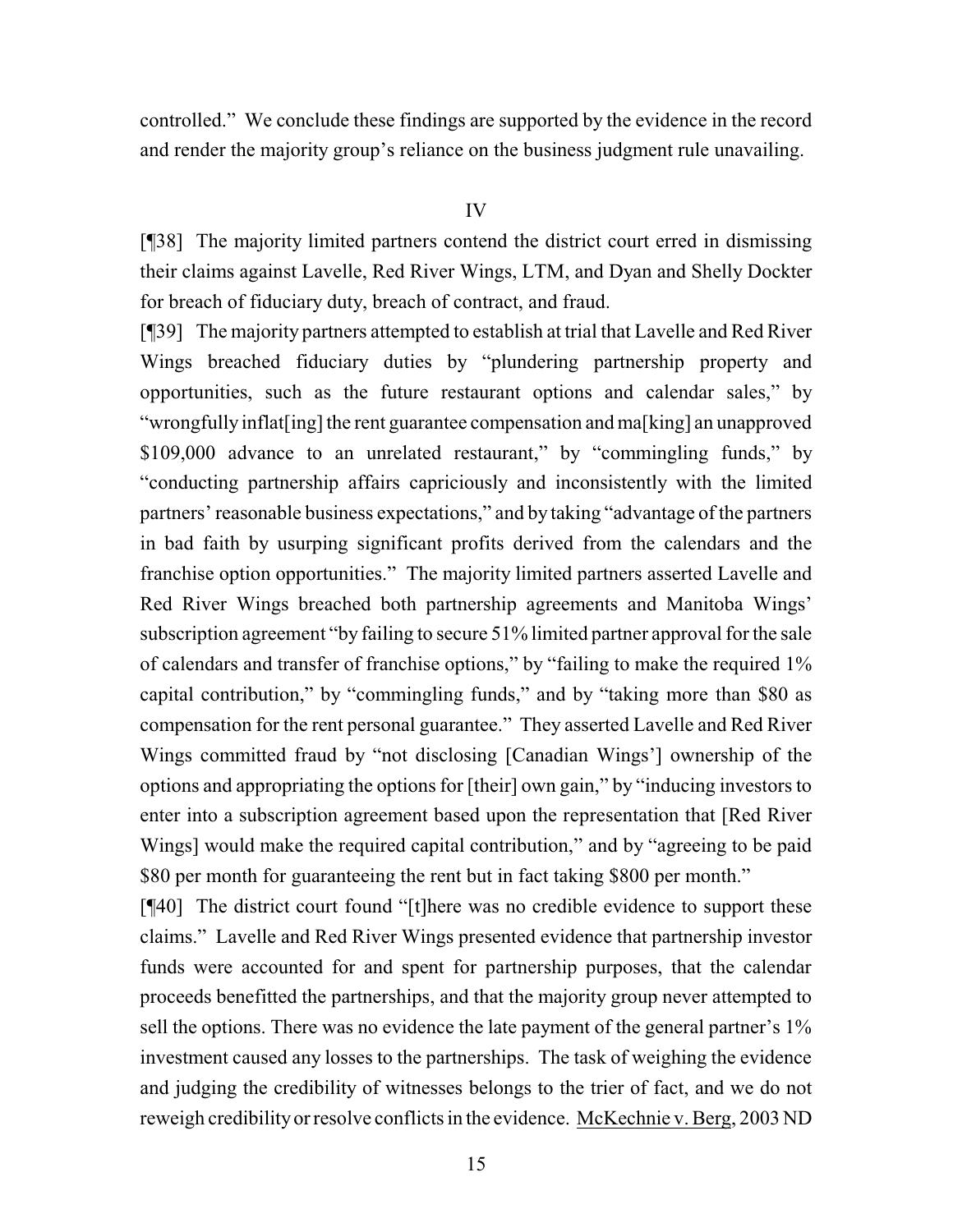controlled." We conclude these findings are supported by the evidence in the record and render the majority group's reliance on the business judgment rule unavailing.

IV

[¶38] The majority limited partners contend the district court erred in dismissing their claims against Lavelle, Red River Wings, LTM, and Dyan and Shelly Dockter for breach of fiduciary duty, breach of contract, and fraud.

[¶39] The majority partners attempted to establish at trial that Lavelle and Red River Wings breached fiduciary duties by "plundering partnership property and opportunities, such as the future restaurant options and calendar sales," by "wrongfully inflat[ing] the rent guarantee compensation and ma[king] an unapproved $109,000 advance to an unrelated restaurant," by "commingling funds," by "conducting partnership affairs capriciously and inconsistently with the limited partners' reasonable business expectations," and by taking "advantage of the partners in bad faith by usurping significant profits derived from the calendars and the franchise option opportunities." The majority limited partners asserted Lavelle and Red River Wings breached both partnership agreements and Manitoba Wings' subscription agreement "by failing to secure 51% limited partner approval for the sale of calendars and transfer of franchise options," by "failing to make the required 1% capital contribution," by "commingling funds," and by "taking more than $80 as compensation for the rent personal guarantee." They asserted Lavelle and Red River Wings committed fraud by "not disclosing [Canadian Wings'] ownership of the options and appropriating the options for [their] own gain," by "inducing investors to enter into a subscription agreement based upon the representation that [Red River Wings] would make the required capital contribution," and by "agreeing to be paid $80 per month for guaranteeing the rent but in fact taking $800 per month."

[¶40] The district court found "[t]here was no credible evidence to support these claims." Lavelle and Red River Wings presented evidence that partnership investor funds were accounted for and spent for partnership purposes, that the calendar proceeds benefitted the partnerships, and that the majority group never attempted to sell the options. There was no evidence the late payment of the general partner's 1% investment caused any losses to the partnerships. The task of weighing the evidence and judging the credibility of witnesses belongs to the trier of fact, and we do not reweigh credibility or resolve conflicts in the evidence. McKechnie v. Berg, 2003 ND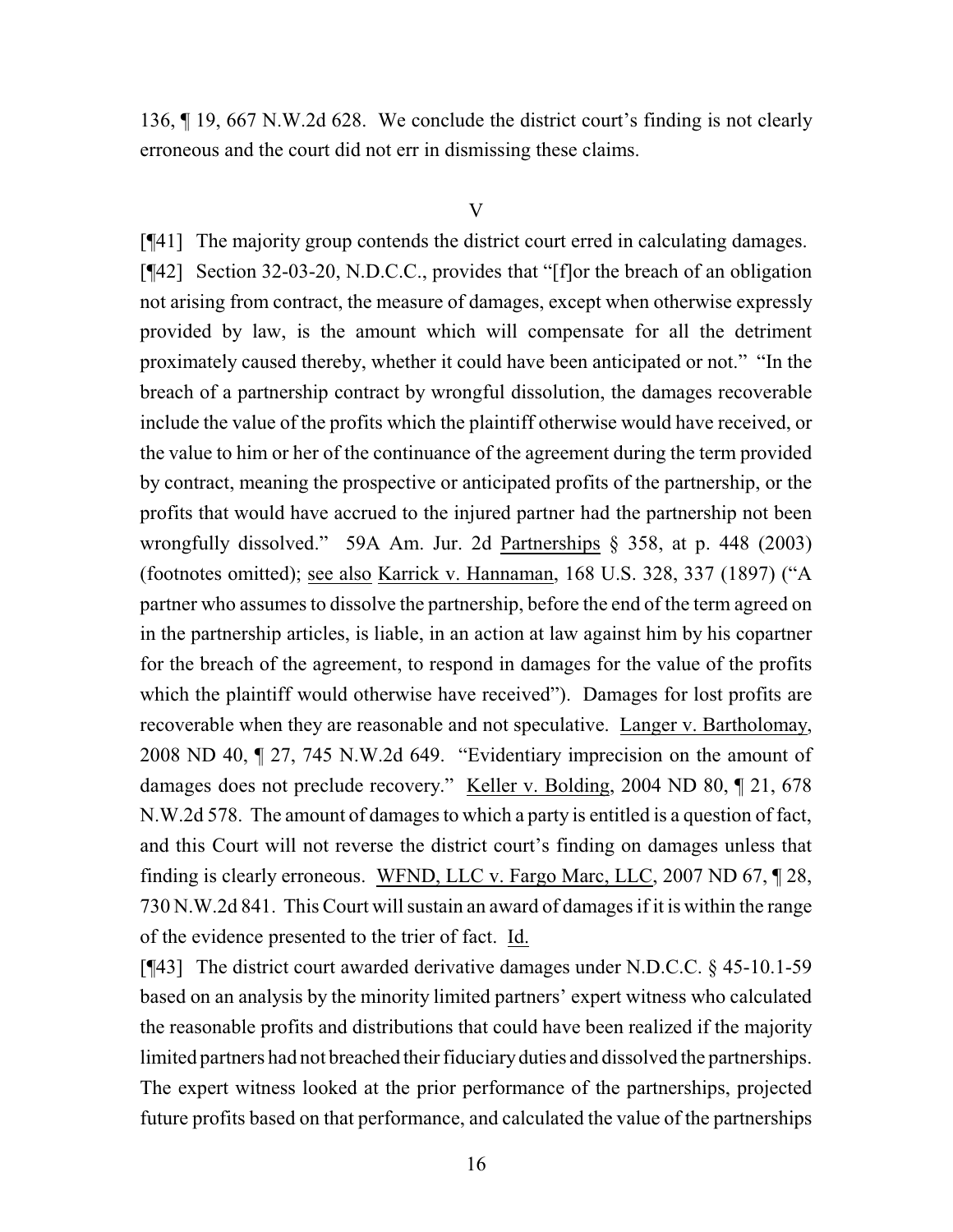136, ¶ 19, 667 N.W.2d 628. We conclude the district court's finding is not clearly erroneous and the court did not err in dismissing these claims.

## V

[¶41] The majority group contends the district court erred in calculating damages.

[¶42] Section 32-03-20, N.D.C.C., provides that "[f]or the breach of an obligation not arising from contract, the measure of damages, except when otherwise expressly provided by law, is the amount which will compensate for all the detriment proximately caused thereby, whether it could have been anticipated or not." "In the breach of a partnership contract by wrongful dissolution, the damages recoverable include the value of the profits which the plaintiff otherwise would have received, or the value to him or her of the continuance of the agreement during the term provided by contract, meaning the prospective or anticipated profits of the partnership, or the profits that would have accrued to the injured partner had the partnership not been wrongfully dissolved." 59A Am. Jur. 2d Partnerships § 358, at p. 448 (2003) (footnotes omitted); see also Karrick v. Hannaman, 168 U.S. 328, 337 (1897) ("A partner who assumes to dissolve the partnership, before the end of the term agreed on in the partnership articles, is liable, in an action at law against him by his copartner for the breach of the agreement, to respond in damages for the value of the profits which the plaintiff would otherwise have received"). Damages for lost profits are recoverable when they are reasonable and not speculative. Langer v. Bartholomay, 2008 ND 40, ¶ 27, 745 N.W.2d 649. "Evidentiary imprecision on the amount of damages does not preclude recovery." Keller v. Bolding, 2004 ND 80, ¶ 21, 678 N.W.2d 578. The amount of damages to which a party is entitled is a question of fact, and this Court will not reverse the district court's finding on damages unless that finding is clearly erroneous. WFND, LLC v. Fargo Marc, LLC, 2007 ND 67, ¶ 28, 730 N.W.2d 841. This Court will sustain an award of damages if it is within the range of the evidence presented to the trier of fact. Id.

[¶43] The district court awarded derivative damages under N.D.C.C. § 45-10.1-59 based on an analysis by the minority limited partners' expert witness who calculated the reasonable profits and distributions that could have been realized if the majority limited partners had not breached their fiduciary duties and dissolved the partnerships. The expert witness looked at the prior performance of the partnerships, projected future profits based on that performance, and calculated the value of the partnerships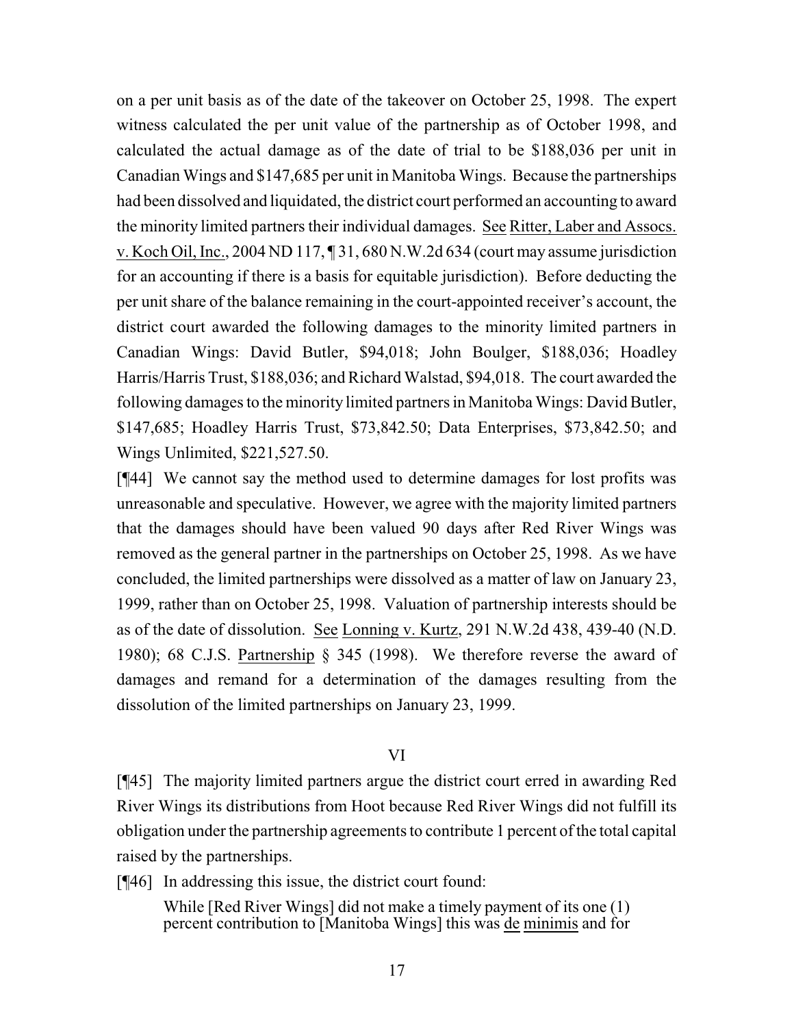on a per unit basis as of the date of the takeover on October 25, 1998. The expert witness calculated the per unit value of the partnership as of October 1998, and calculated the actual damage as of the date of trial to be $188,036 per unit in Canadian Wings and $147,685 per unit in Manitoba Wings. Because the partnerships had been dissolved and liquidated, the district court performed an accounting to award the minority limited partners their individual damages. See Ritter, Laber and Assocs. v. Koch Oil, Inc., 2004 ND 117, ¶ 31, 680 N.W.2d 634 (court may assume jurisdiction for an accounting if there is a basis for equitable jurisdiction). Before deducting the per unit share of the balance remaining in the court-appointed receiver's account, the district court awarded the following damages to the minority limited partners in Canadian Wings: David Butler, $94,018; John Boulger, $188,036; Hoadley Harris/Harris Trust, $188,036; and Richard Walstad, $94,018. The court awarded the following damages to the minority limited partners in Manitoba Wings: David Butler, $147,685; Hoadley Harris Trust, $73,842.50; Data Enterprises, $73,842.50; and Wings Unlimited, $221,527.50.

[¶44] We cannot say the method used to determine damages for lost profits was unreasonable and speculative. However, we agree with the majority limited partners that the damages should have been valued 90 days after Red River Wings was removed as the general partner in the partnerships on October 25, 1998. As we have concluded, the limited partnerships were dissolved as a matter of law on January 23, 1999, rather than on October 25, 1998. Valuation of partnership interests should be as of the date of dissolution. See Lonning v. Kurtz, 291 N.W.2d 438, 439-40 (N.D. 1980); 68 C.J.S. Partnership § 345 (1998). We therefore reverse the award of damages and remand for a determination of the damages resulting from the dissolution of the limited partnerships on January 23, 1999.

## VI

[¶45] The majority limited partners argue the district court erred in awarding Red River Wings its distributions from Hoot because Red River Wings did not fulfill its obligation under the partnership agreements to contribute 1 percent of the total capital raised by the partnerships.

[¶46] In addressing this issue, the district court found:

> While [Red River Wings] did not make a timely payment of its one (1) percent contribution to [Manitoba Wings] this was de minimis and for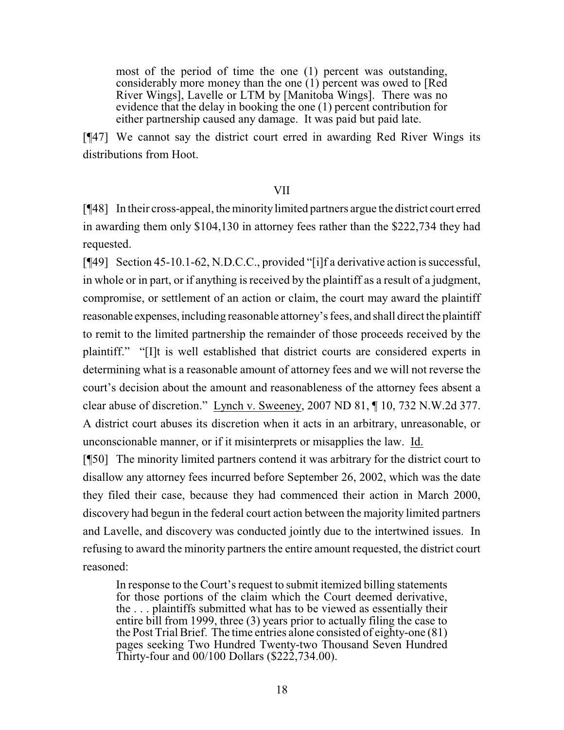> most of the period of time the one (1) percent was outstanding, considerably more money than the one (1) percent was owed to [Red River Wings], Lavelle or LTM by [Manitoba Wings]. There was no evidence that the delay in booking the one (1) percent contribution for either partnership caused any damage. It was paid but paid late.

[¶47] We cannot say the district court erred in awarding Red River Wings its distributions from Hoot.

## VII

[¶48] In their cross-appeal, the minority limited partners argue the district court erred in awarding them only $104,130 in attorney fees rather than the $222,734 they had requested.

[¶49] Section 45-10.1-62, N.D.C.C., provided "[i]f a derivative action is successful, in whole or in part, or if anything is received by the plaintiff as a result of a judgment, compromise, or settlement of an action or claim, the court may award the plaintiff reasonable expenses, including reasonable attorney's fees, and shall direct the plaintiff to remit to the limited partnership the remainder of those proceeds received by the plaintiff." "[I]t is well established that district courts are considered experts in determining what is a reasonable amount of attorney fees and we will not reverse the court's decision about the amount and reasonableness of the attorney fees absent a clear abuse of discretion." Lynch v. Sweeney, 2007 ND 81, ¶ 10, 732 N.W.2d 377. A district court abuses its discretion when it acts in an arbitrary, unreasonable, or unconscionable manner, or if it misinterprets or misapplies the law. Id.

[¶50] The minority limited partners contend it was arbitrary for the district court to disallow any attorney fees incurred before September 26, 2002, which was the date they filed their case, because they had commenced their action in March 2000, discovery had begun in the federal court action between the majority limited partners and Lavelle, and discovery was conducted jointly due to the intertwined issues. In refusing to award the minority partners the entire amount requested, the district court reasoned:

> In response to the Court's request to submit itemized billing statements for those portions of the claim which the Court deemed derivative, the . . . plaintiffs submitted what has to be viewed as essentially their entire bill from 1999, three (3) years prior to actually filing the case to the Post Trial Brief. The time entries alone consisted of eighty-one (81) pages seeking Two Hundred Twenty-two Thousand Seven Hundred Thirty-four and 00/100 Dollars ($222,734.00).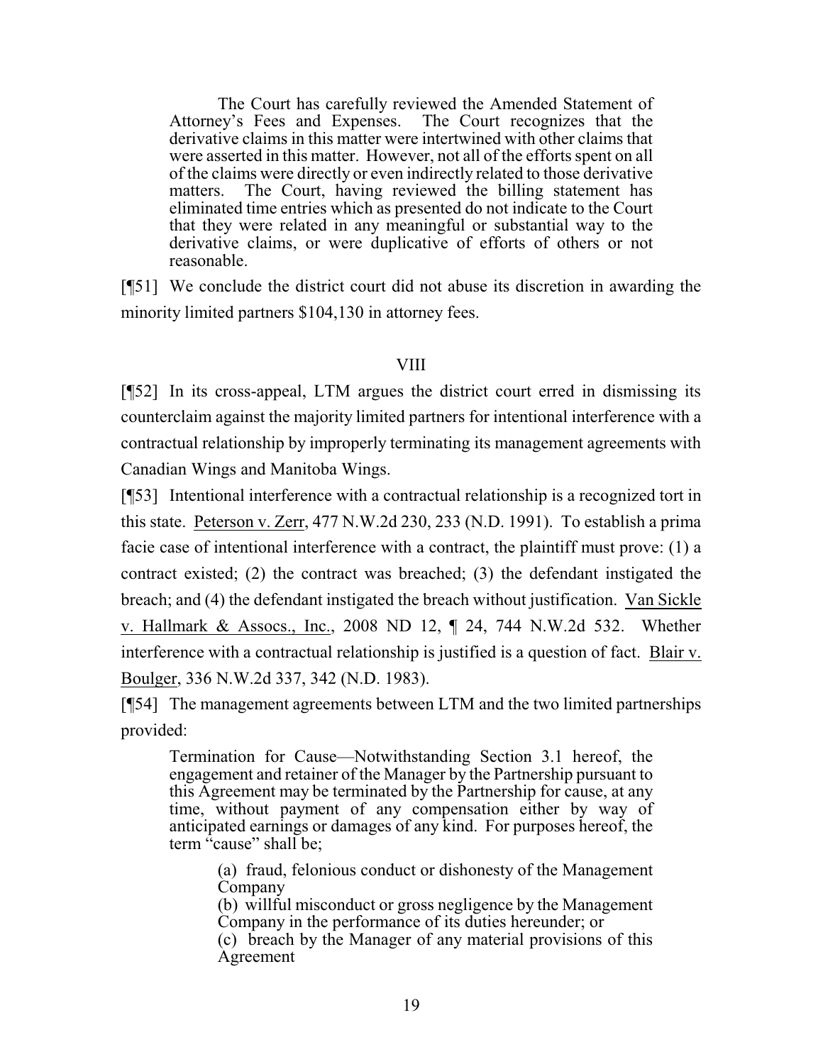> The Court has carefully reviewed the Amended Statement of Attorney's Fees and Expenses. The Court recognizes that the derivative claims in this matter were intertwined with other claims that were asserted in this matter. However, not all of the efforts spent on all of the claims were directly or even indirectly related to those derivative matters. The Court, having reviewed the billing statement has eliminated time entries which as presented do not indicate to the Court that they were related in any meaningful or substantial way to the derivative claims, or were duplicative of efforts of others or not reasonable.

[¶51] We conclude the district court did not abuse its discretion in awarding the minority limited partners $104,130 in attorney fees.

## VIII

[¶52] In its cross-appeal, LTM argues the district court erred in dismissing its counterclaim against the majority limited partners for intentional interference with a contractual relationship by improperly terminating its management agreements with Canadian Wings and Manitoba Wings.

[¶53] Intentional interference with a contractual relationship is a recognized tort in this state. Peterson v. Zerr, 477 N.W.2d 230, 233 (N.D. 1991). To establish a prima facie case of intentional interference with a contract, the plaintiff must prove: (1) a contract existed; (2) the contract was breached; (3) the defendant instigated the breach; and (4) the defendant instigated the breach without justification. Van Sickle v. Hallmark & Assocs., Inc., 2008 ND 12, ¶ 24, 744 N.W.2d 532. Whether interference with a contractual relationship is justified is a question of fact. Blair v. Boulger, 336 N.W.2d 337, 342 (N.D. 1983).

[¶54] The management agreements between LTM and the two limited partnerships provided:

> Termination for Cause—Notwithstanding Section 3.1 hereof, the engagement and retainer of the Manager by the Partnership pursuant to this Agreement may be terminated by the Partnership for cause, at any time, without payment of any compensation either by way of anticipated earnings or damages of any kind. For purposes hereof, the term "cause" shall be;
>
> (a) fraud, felonious conduct or dishonesty of the Management Company
> (b) willful misconduct or gross negligence by the Management Company in the performance of its duties hereunder; or
> (c) breach by the Manager of any material provisions of this Agreement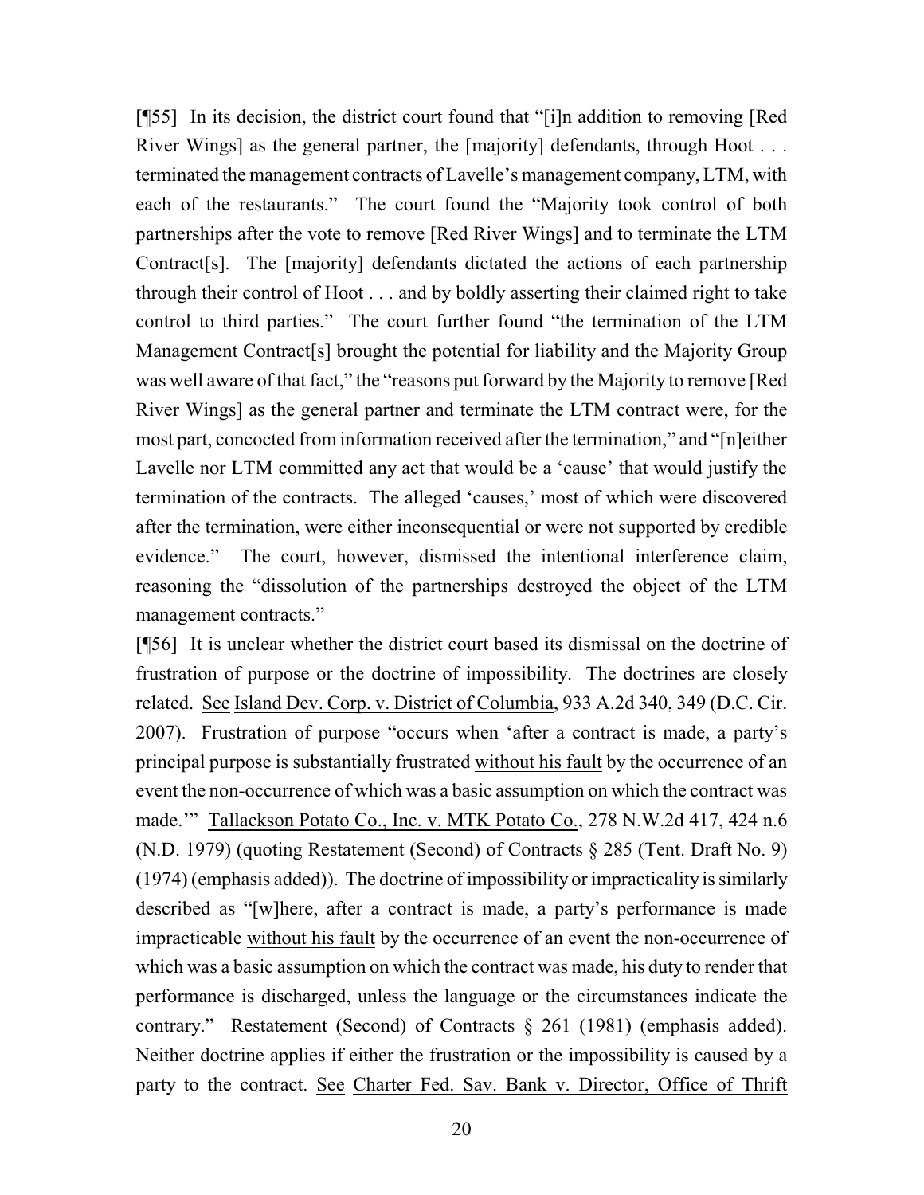[¶55] In its decision, the district court found that "[i]n addition to removing [Red River Wings] as the general partner, the [majority] defendants, through Hoot . . . terminated the management contracts of Lavelle's management company, LTM, with each of the restaurants." The court found the "Majority took control of both partnerships after the vote to remove [Red River Wings] and to terminate the LTM Contract[s]. The [majority] defendants dictated the actions of each partnership through their control of Hoot . . . and by boldly asserting their claimed right to take control to third parties." The court further found "the termination of the LTM Management Contract[s] brought the potential for liability and the Majority Group was well aware of that fact," the "reasons put forward by the Majority to remove [Red River Wings] as the general partner and terminate the LTM contract were, for the most part, concocted from information received after the termination," and "[n]either Lavelle nor LTM committed any act that would be a 'cause' that would justify the termination of the contracts. The alleged 'causes,' most of which were discovered after the termination, were either inconsequential or were not supported by credible evidence." The court, however, dismissed the intentional interference claim, reasoning the "dissolution of the partnerships destroyed the object of the LTM management contracts."

[¶56] It is unclear whether the district court based its dismissal on the doctrine of frustration of purpose or the doctrine of impossibility. The doctrines are closely related. See Island Dev. Corp. v. District of Columbia, 933 A.2d 340, 349 (D.C. Cir. 2007). Frustration of purpose "occurs when 'after a contract is made, a party's principal purpose is substantially frustrated without his fault by the occurrence of an event the non-occurrence of which was a basic assumption on which the contract was made.'" Tallackson Potato Co., Inc. v. MTK Potato Co., 278 N.W.2d 417, 424 n.6 (N.D. 1979) (quoting Restatement (Second) of Contracts § 285 (Tent. Draft No. 9) (1974) (emphasis added)). The doctrine of impossibility or impracticality is similarly described as "[w]here, after a contract is made, a party's performance is made impracticable without his fault by the occurrence of an event the non-occurrence of which was a basic assumption on which the contract was made, his duty to render that performance is discharged, unless the language or the circumstances indicate the contrary." Restatement (Second) of Contracts § 261 (1981) (emphasis added). Neither doctrine applies if either the frustration or the impossibility is caused by a party to the contract. See Charter Fed. Sav. Bank v. Director, Office of Thrift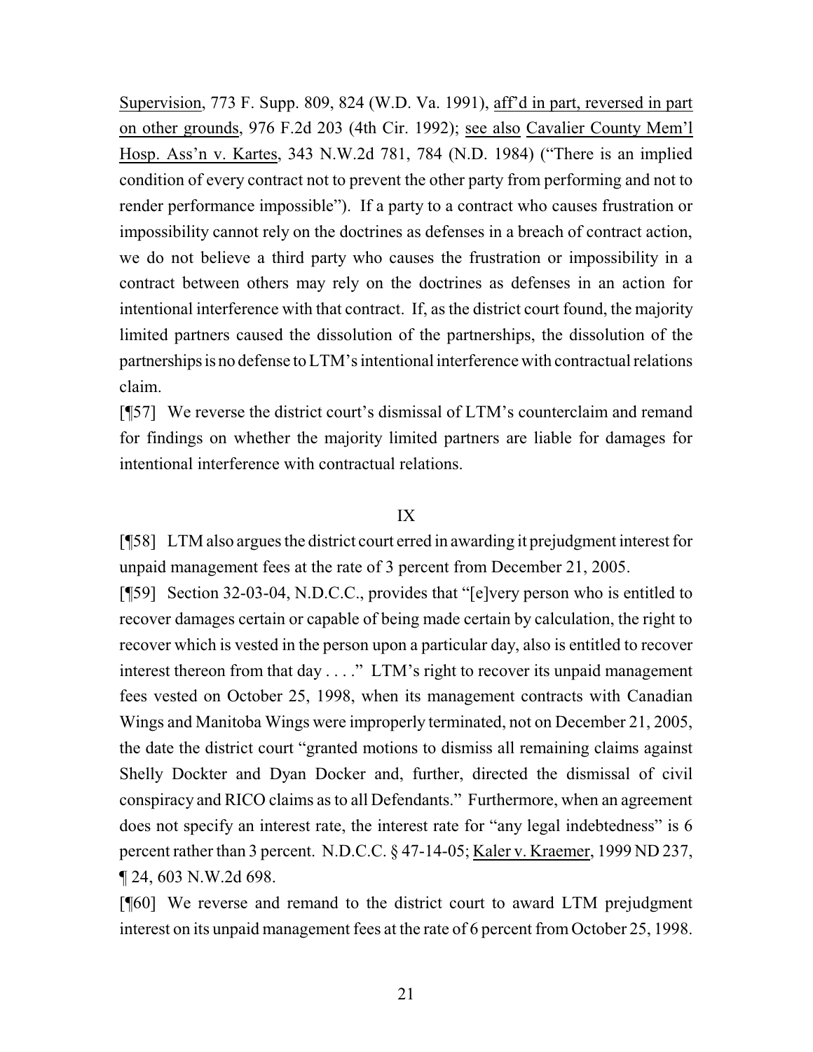Supervision, 773 F. Supp. 809, 824 (W.D. Va. 1991), aff'd in part, reversed in part on other grounds, 976 F.2d 203 (4th Cir. 1992); see also Cavalier County Mem'l Hosp. Ass'n v. Kartes, 343 N.W.2d 781, 784 (N.D. 1984) ("There is an implied condition of every contract not to prevent the other party from performing and not to render performance impossible"). If a party to a contract who causes frustration or impossibility cannot rely on the doctrines as defenses in a breach of contract action, we do not believe a third party who causes the frustration or impossibility in a contract between others may rely on the doctrines as defenses in an action for intentional interference with that contract. If, as the district court found, the majority limited partners caused the dissolution of the partnerships, the dissolution of the partnerships is no defense to LTM's intentional interference with contractual relations claim.

[¶57] We reverse the district court's dismissal of LTM's counterclaim and remand for findings on whether the majority limited partners are liable for damages for intentional interference with contractual relations.

## IX

[¶58] LTM also argues the district court erred in awarding it prejudgment interest for unpaid management fees at the rate of 3 percent from December 21, 2005.

[¶59] Section 32-03-04, N.D.C.C., provides that "[e]very person who is entitled to recover damages certain or capable of being made certain by calculation, the right to recover which is vested in the person upon a particular day, also is entitled to recover interest thereon from that day . . . ." LTM's right to recover its unpaid management fees vested on October 25, 1998, when its management contracts with Canadian Wings and Manitoba Wings were improperly terminated, not on December 21, 2005, the date the district court "granted motions to dismiss all remaining claims against Shelly Dockter and Dyan Docker and, further, directed the dismissal of civil conspiracy and RICO claims as to all Defendants." Furthermore, when an agreement does not specify an interest rate, the interest rate for "any legal indebtedness" is 6 percent rather than 3 percent. N.D.C.C. § 47-14-05; Kaler v. Kraemer, 1999 ND 237, ¶ 24, 603 N.W.2d 698.

[¶60] We reverse and remand to the district court to award LTM prejudgment interest on its unpaid management fees at the rate of 6 percent from October 25, 1998.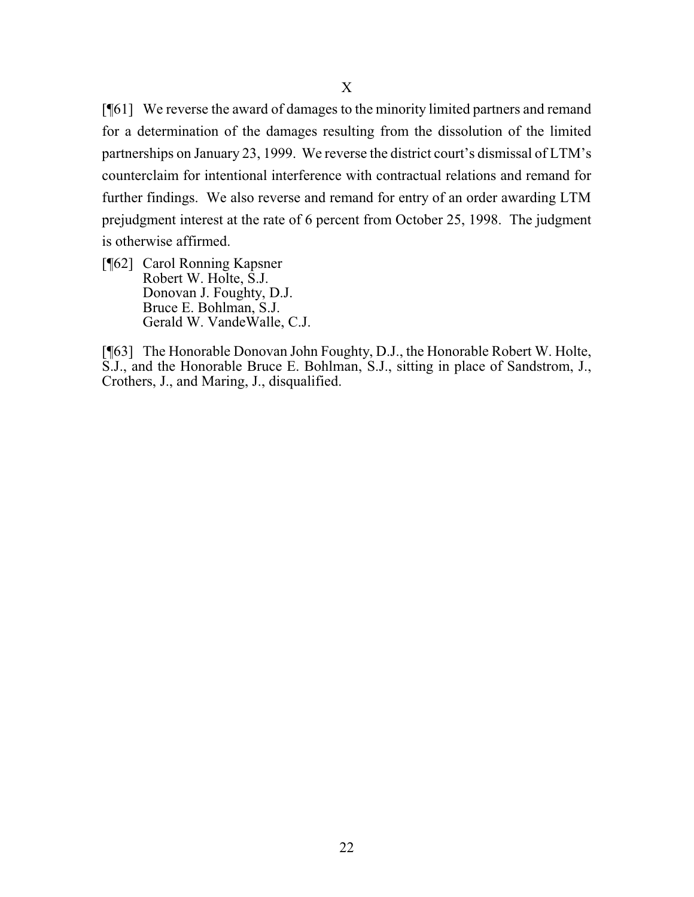## X

[¶61] We reverse the award of damages to the minority limited partners and remand for a determination of the damages resulting from the dissolution of the limited partnerships on January 23, 1999. We reverse the district court's dismissal of LTM's counterclaim for intentional interference with contractual relations and remand for further findings. We also reverse and remand for entry of an order awarding LTM prejudgment interest at the rate of 6 percent from October 25, 1998. The judgment is otherwise affirmed.

[¶62] Carol Ronning Kapsner
Robert W. Holte, S.J.
Donovan J. Foughty, D.J.
Bruce E. Bohlman, S.J.
Gerald W. VandeWalle, C.J.

[¶63] The Honorable Donovan John Foughty, D.J., the Honorable Robert W. Holte, S.J., and the Honorable Bruce E. Bohlman, S.J., sitting in place of Sandstrom, J., Crothers, J., and Maring, J., disqualified.